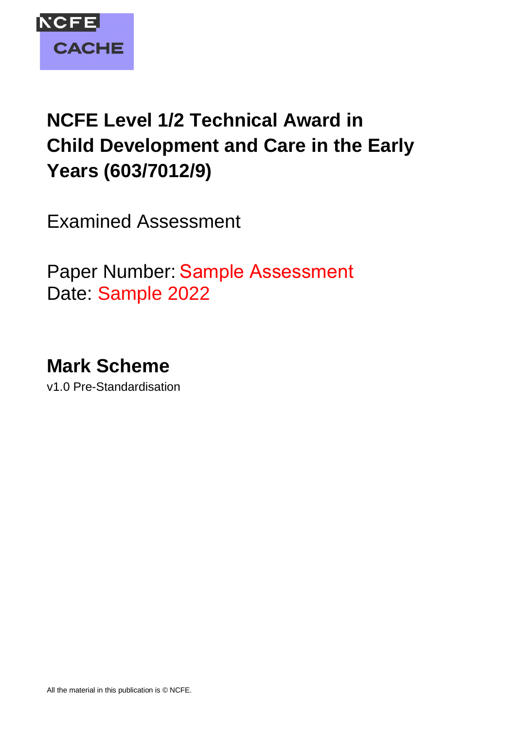NCFE CACHE

# NCFE Level 1/2 Technical Award in Child Development and Care in the Early Years (603/7012/9)

Examined Assessment

Paper Number: Sample Assessment
Date: Sample 2022

## Mark Scheme

v1.0 Pre-Standardisation

All the material in this publication is © NCFE.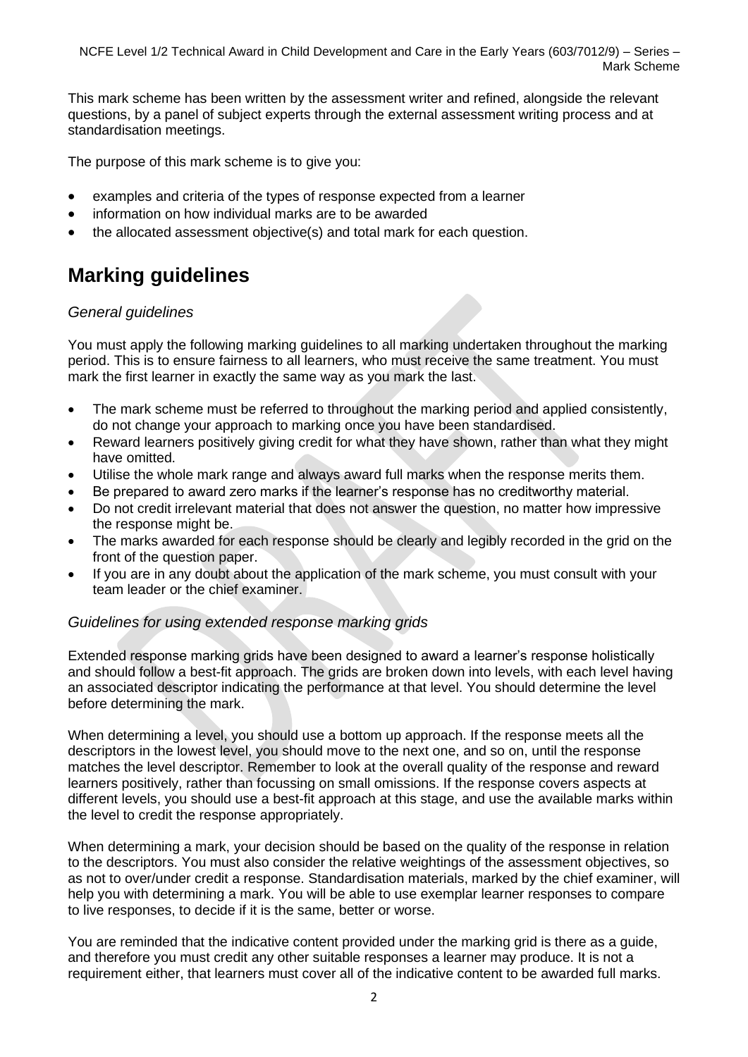This mark scheme has been written by the assessment writer and refined, alongside the relevant questions, by a panel of subject experts through the external assessment writing process and at standardisation meetings.

The purpose of this mark scheme is to give you:

- examples and criteria of the types of response expected from a learner
- information on how individual marks are to be awarded
- the allocated assessment objective(s) and total mark for each question.

# Marking guidelines

### *General guidelines*

You must apply the following marking guidelines to all marking undertaken throughout the marking period. This is to ensure fairness to all learners, who must receive the same treatment. You must mark the first learner in exactly the same way as you mark the last.

- The mark scheme must be referred to throughout the marking period and applied consistently, do not change your approach to marking once you have been standardised.
- Reward learners positively giving credit for what they have shown, rather than what they might have omitted.
- Utilise the whole mark range and always award full marks when the response merits them.
- Be prepared to award zero marks if the learner's response has no creditworthy material.
- Do not credit irrelevant material that does not answer the question, no matter how impressive the response might be.
- The marks awarded for each response should be clearly and legibly recorded in the grid on the front of the question paper.
- If you are in any doubt about the application of the mark scheme, you must consult with your team leader or the chief examiner.

### *Guidelines for using extended response marking grids*

Extended response marking grids have been designed to award a learner's response holistically and should follow a best-fit approach. The grids are broken down into levels, with each level having an associated descriptor indicating the performance at that level. You should determine the level before determining the mark.

When determining a level, you should use a bottom up approach. If the response meets all the descriptors in the lowest level, you should move to the next one, and so on, until the response matches the level descriptor. Remember to look at the overall quality of the response and reward learners positively, rather than focussing on small omissions. If the response covers aspects at different levels, you should use a best-fit approach at this stage, and use the available marks within the level to credit the response appropriately.

When determining a mark, your decision should be based on the quality of the response in relation to the descriptors. You must also consider the relative weightings of the assessment objectives, so as not to over/under credit a response. Standardisation materials, marked by the chief examiner, will help you with determining a mark. You will be able to use exemplar learner responses to compare to live responses, to decide if it is the same, better or worse.

You are reminded that the indicative content provided under the marking grid is there as a guide, and therefore you must credit any other suitable responses a learner may produce. It is not a requirement either, that learners must cover all of the indicative content to be awarded full marks.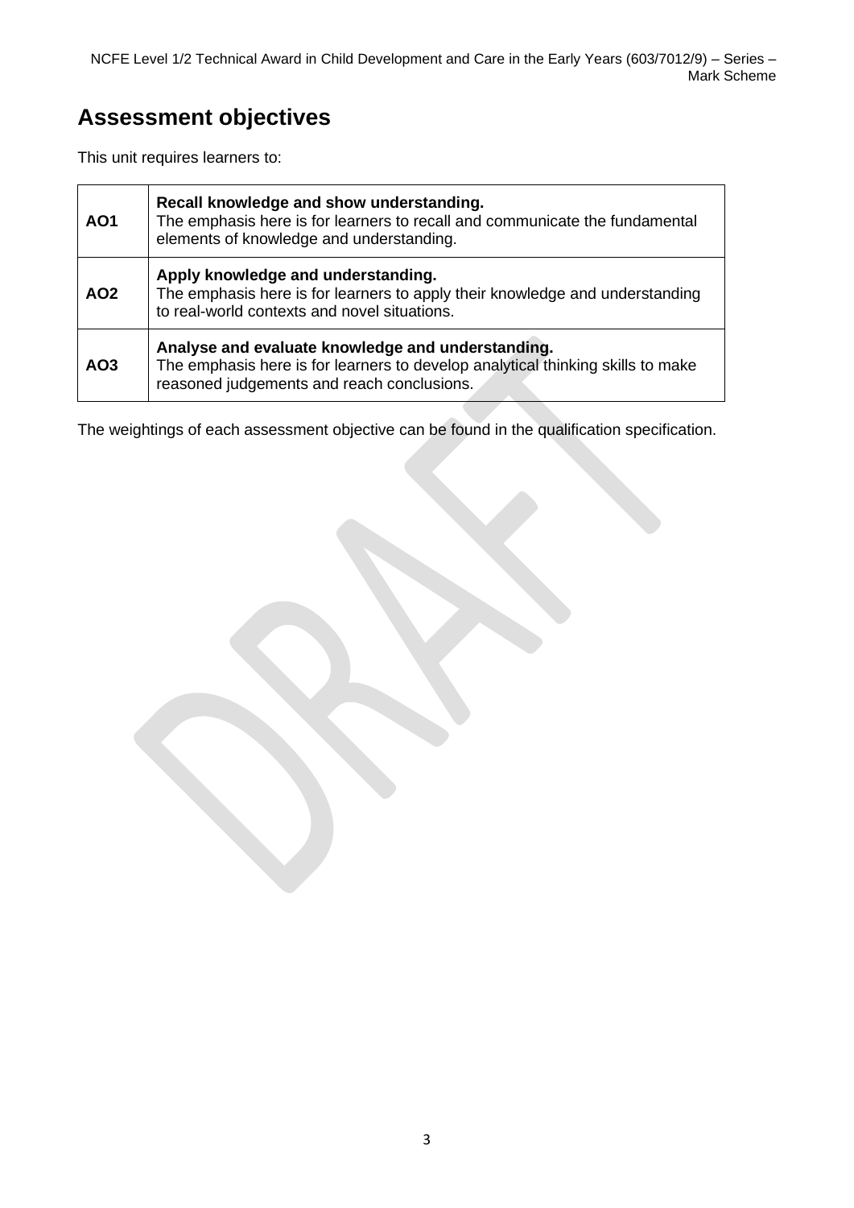## Assessment objectives

This unit requires learners to:

| | |
|---|---|
| **AO1** | **Recall knowledge and show understanding.**<br>The emphasis here is for learners to recall and communicate the fundamental elements of knowledge and understanding. |
| **AO2** | **Apply knowledge and understanding.**<br>The emphasis here is for learners to apply their knowledge and understanding to real-world contexts and novel situations. |
| **AO3** | **Analyse and evaluate knowledge and understanding.**<br>The emphasis here is for learners to develop analytical thinking skills to make reasoned judgements and reach conclusions. |

The weightings of each assessment objective can be found in the qualification specification.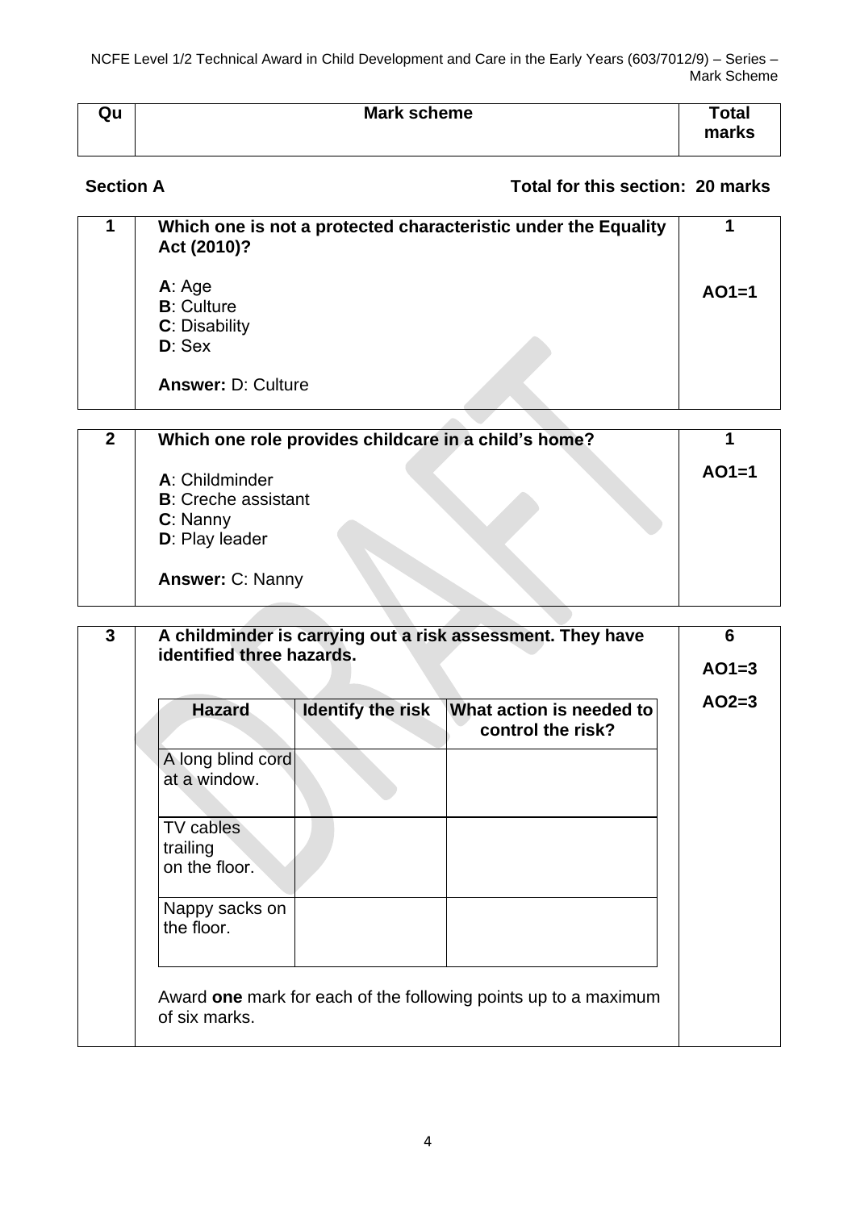| Qu | Mark scheme | Total marks |
|---|---|---|

**Section A** **Total for this section: 20 marks**

| 1 | **Which one is not a protected characteristic under the Equality Act (2010)?**<br><br>**A**: Age<br>**B**: Culture<br>**C**: Disability<br>**D**: Sex<br><br>**Answer:** D: Culture | **1**<br><br>**AO1=1** |
|---|---|---|

| 2 | **Which one role provides childcare in a child's home?**<br><br>**A**: Childminder<br>**B**: Creche assistant<br>**C**: Nanny<br>**D**: Play leader<br><br>**Answer:** C: Nanny | **1**<br><br>**AO1=1** |
|---|---|---|

| 3 | **A childminder is carrying out a risk assessment. They have identified three hazards.** | **6**<br><br>**AO1=3**<br><br>**AO2=3** |
|---|---|---|

| Hazard | Identify the risk | What action is needed to control the risk? |
|---|---|---|
| A long blind cord at a window. | | |
| TV cables trailing on the floor. | | |
| Nappy sacks on the floor. | | |

Award **one** mark for each of the following points up to a maximum of six marks.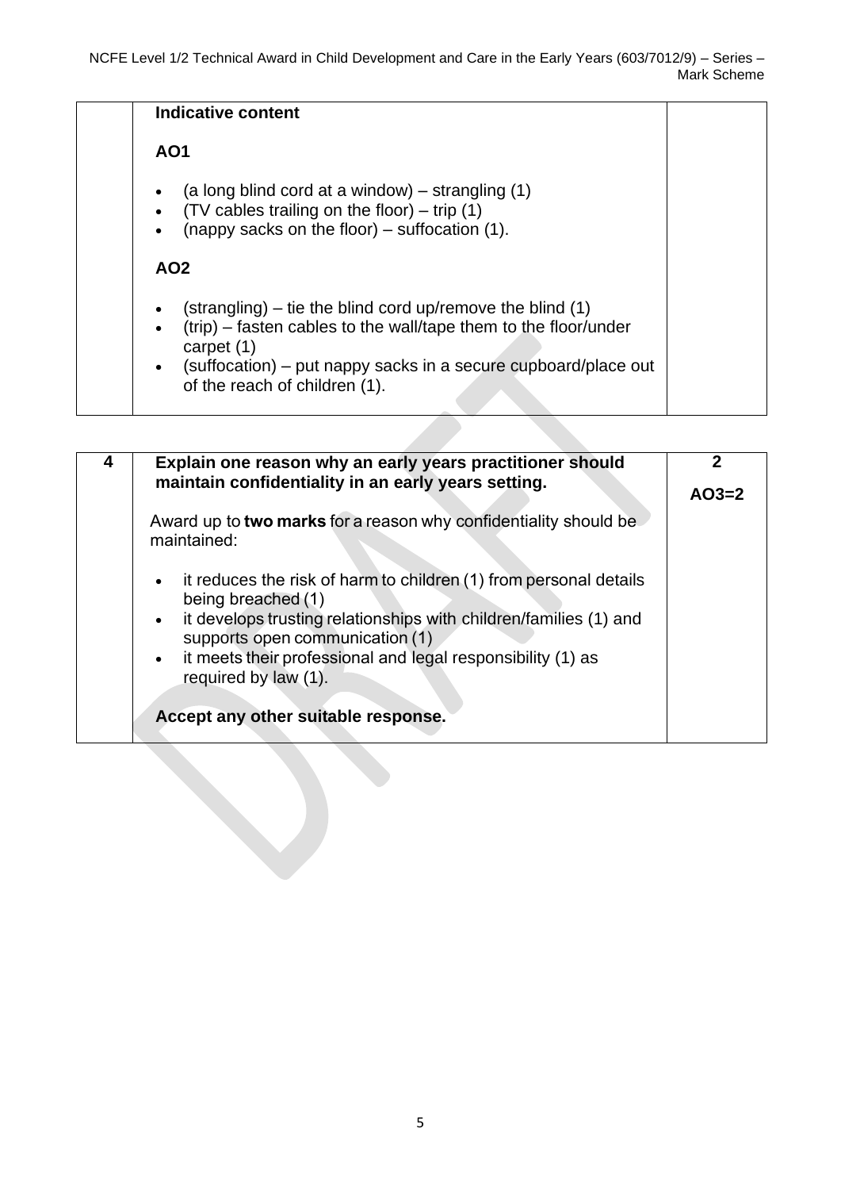| | | |
|---|---|---|
| | **Indicative content**<br><br>**AO1**<br><br>• (a long blind cord at a window) – strangling (1)<br>• (TV cables trailing on the floor) – trip (1)<br>• (nappy sacks on the floor) – suffocation (1).<br><br>**AO2**<br><br>• (strangling) – tie the blind cord up/remove the blind (1)<br>• (trip) – fasten cables to the wall/tape them to the floor/under carpet (1)<br>• (suffocation) – put nappy sacks in a secure cupboard/place out of the reach of children (1). | |

| | | |
|---|---|---|
| **4** | **Explain one reason why an early years practitioner should maintain confidentiality in an early years setting.**<br><br>Award up to **two marks** for a reason why confidentiality should be maintained:<br><br>• it reduces the risk of harm to children (1) from personal details being breached (1)<br>• it develops trusting relationships with children/families (1) and supports open communication (1)<br>• it meets their professional and legal responsibility (1) as required by law (1).<br><br>**Accept any other suitable response.** | **2**<br><br>**AO3=2** |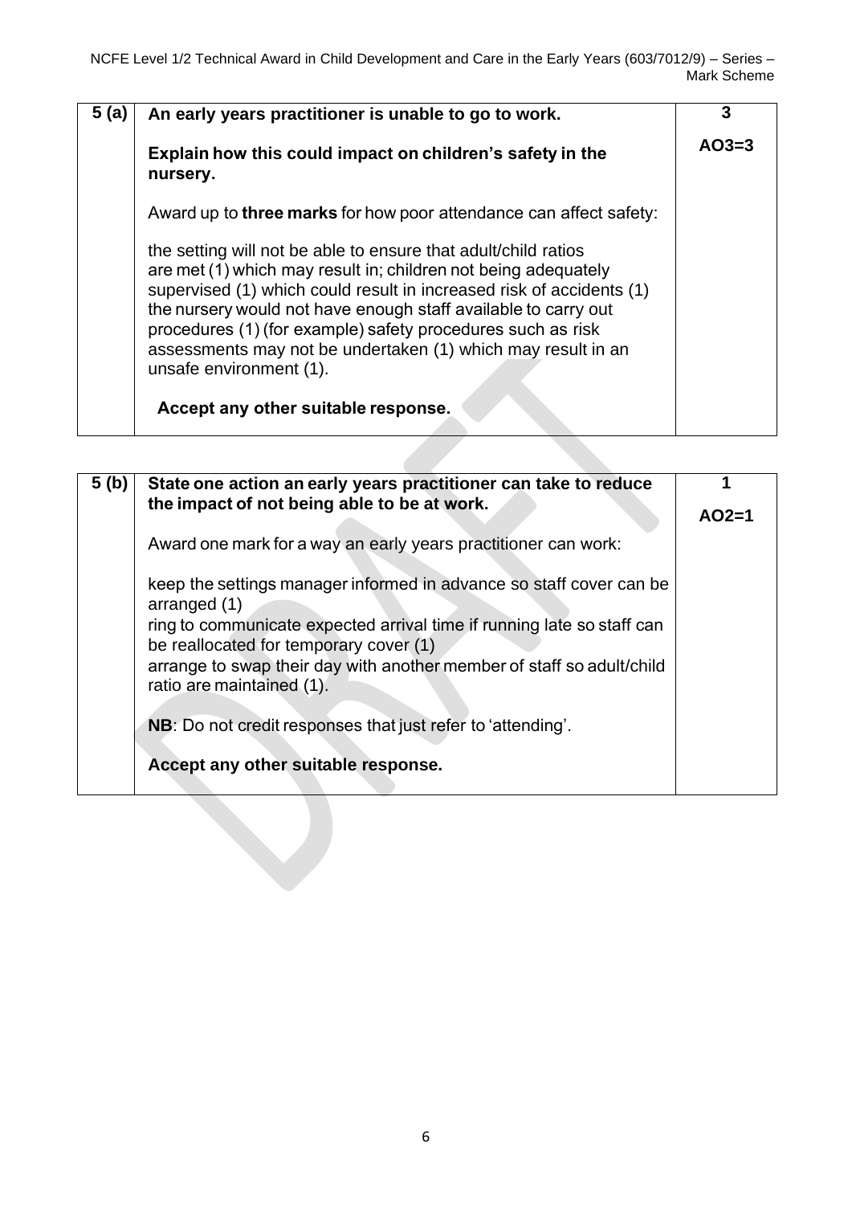| 5 (a) | **An early years practitioner is unable to go to work.**<br><br>**Explain how this could impact on children's safety in the nursery.**<br><br>Award up to **three marks** for how poor attendance can affect safety:<br><br>the setting will not be able to ensure that adult/child ratios are met (1) which may result in; children not being adequately supervised (1) which could result in increased risk of accidents (1) the nursery would not have enough staff available to carry out procedures (1) (for example) safety procedures such as risk assessments may not be undertaken (1) which may result in an unsafe environment (1).<br><br>**Accept any other suitable response.** | **3**<br><br>**AO3=3** |
|---|---|---|

| 5 (b) | **State one action an early years practitioner can take to reduce the impact of not being able to be at work.**<br><br>Award one mark for a way an early years practitioner can work:<br><br>keep the settings manager informed in advance so staff cover can be arranged (1)<br>ring to communicate expected arrival time if running late so staff can be reallocated for temporary cover (1)<br>arrange to swap their day with another member of staff so adult/child ratio are maintained (1).<br><br>**NB**: Do not credit responses that just refer to 'attending'.<br><br>**Accept any other suitable response.** | **1**<br><br>**AO2=1** |
|---|---|---|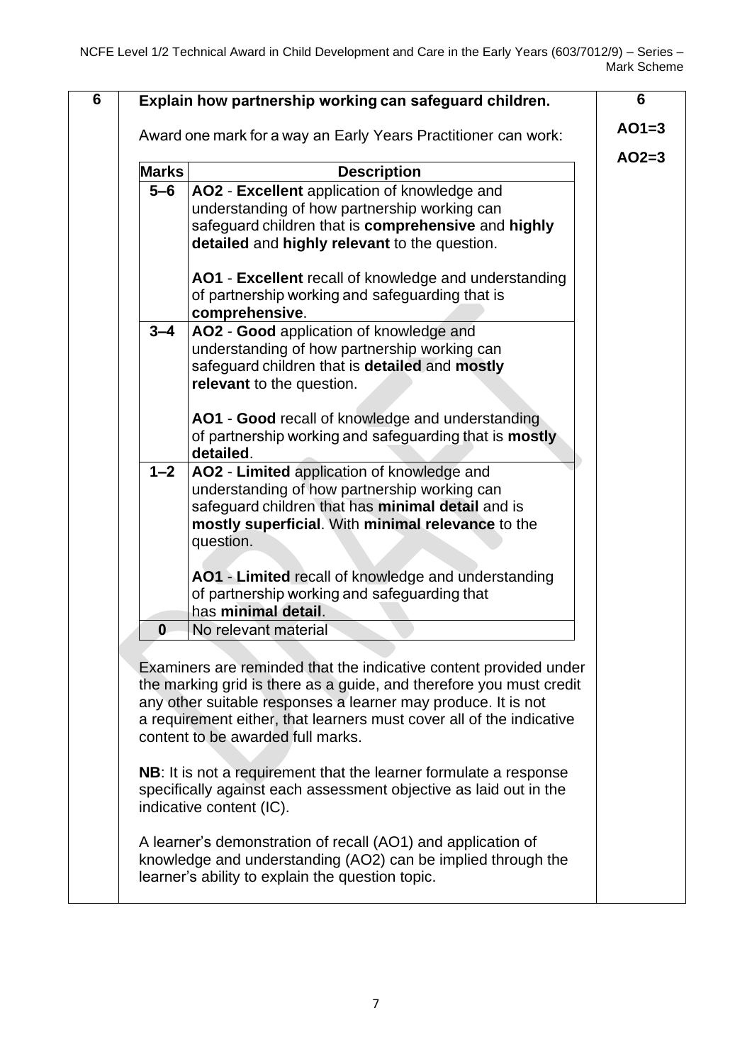| 6 | **Explain how partnership working can safeguard children.** | **6** |
|---|---|---|
| | Award one mark for a way an Early Years Practitioner can work: | **AO1=3** **AO2=3** |

| Marks | Description |
|---|---|
| **5–6** | **AO2** - **Excellent** application of knowledge and understanding of how partnership working can safeguard children that is **comprehensive** and **highly detailed** and **highly relevant** to the question.<br><br>**AO1** - **Excellent** recall of knowledge and understanding of partnership working and safeguarding that is **comprehensive**. |
| **3–4** | **AO2** - **Good** application of knowledge and understanding of how partnership working can safeguard children that is **detailed** and **mostly relevant** to the question.<br><br>**AO1** - **Good** recall of knowledge and understanding of partnership working and safeguarding that is **mostly detailed**. |
| **1–2** | **AO2** - **Limited** application of knowledge and understanding of how partnership working can safeguard children that has **minimal detail** and is **mostly superficial**. With **minimal relevance** to the question.<br><br>**AO1** - **Limited** recall of knowledge and understanding of partnership working and safeguarding that has **minimal detail**. |
| **0** | No relevant material |

Examiners are reminded that the indicative content provided under the marking grid is there as a guide, and therefore you must credit any other suitable responses a learner may produce. It is not a requirement either, that learners must cover all of the indicative content to be awarded full marks.

**NB**: It is not a requirement that the learner formulate a response specifically against each assessment objective as laid out in the indicative content (IC).

A learner's demonstration of recall (AO1) and application of knowledge and understanding (AO2) can be implied through the learner's ability to explain the question topic.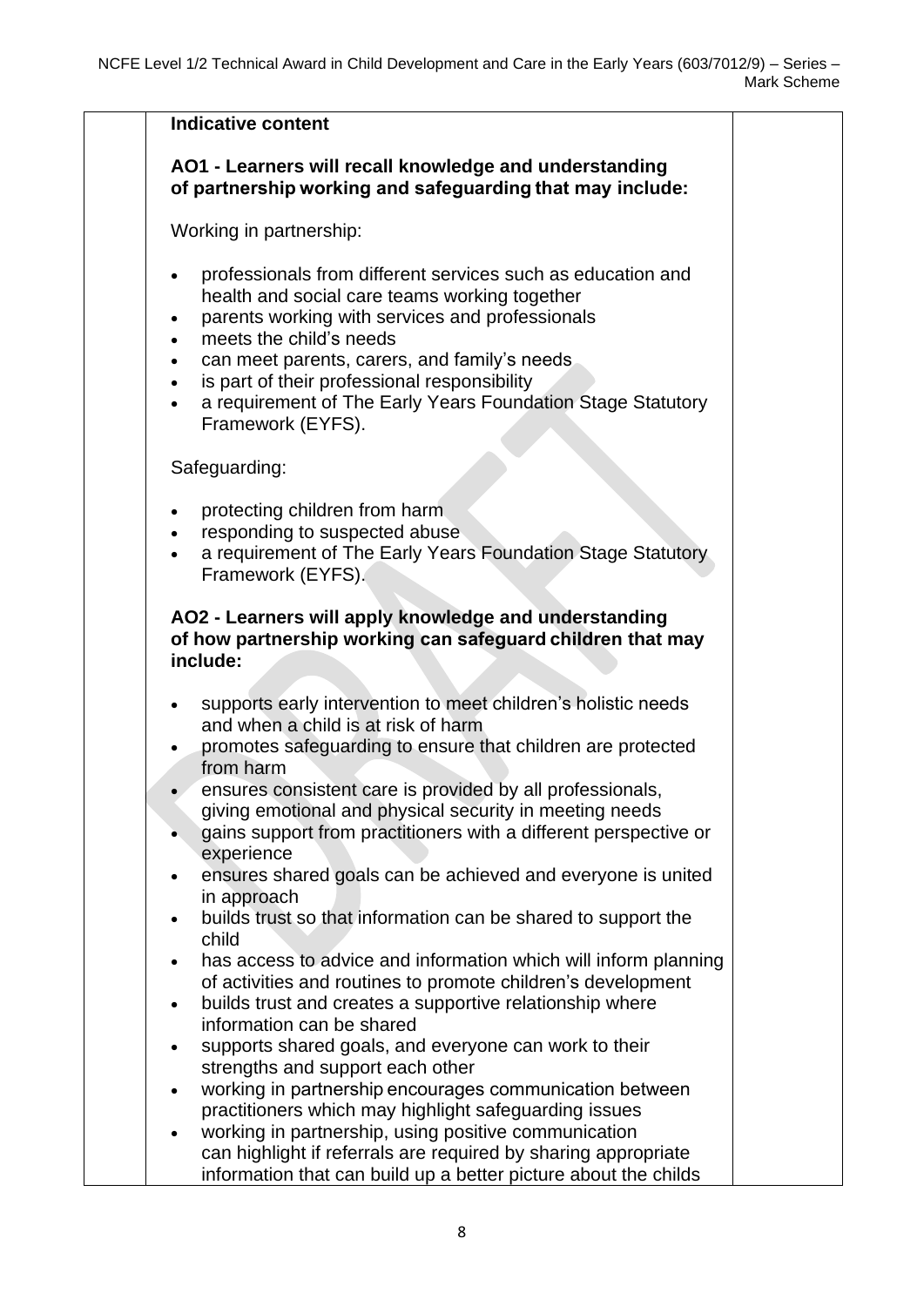**Indicative content**

**AO1 - Learners will recall knowledge and understanding of partnership working and safeguarding that may include:**

Working in partnership:

- professionals from different services such as education and health and social care teams working together
- parents working with services and professionals
- meets the child's needs
- can meet parents, carers, and family's needs
- is part of their professional responsibility
- a requirement of The Early Years Foundation Stage Statutory Framework (EYFS).

Safeguarding:

- protecting children from harm
- responding to suspected abuse
- a requirement of The Early Years Foundation Stage Statutory Framework (EYFS).

**AO2 - Learners will apply knowledge and understanding of how partnership working can safeguard children that may include:**

- supports early intervention to meet children's holistic needs and when a child is at risk of harm
- promotes safeguarding to ensure that children are protected from harm
- ensures consistent care is provided by all professionals, giving emotional and physical security in meeting needs
- gains support from practitioners with a different perspective or experience
- ensures shared goals can be achieved and everyone is united in approach
- builds trust so that information can be shared to support the child
- has access to advice and information which will inform planning of activities and routines to promote children's development
- builds trust and creates a supportive relationship where information can be shared
- supports shared goals, and everyone can work to their strengths and support each other
- working in partnership encourages communication between practitioners which may highlight safeguarding issues
- working in partnership, using positive communication can highlight if referrals are required by sharing appropriate information that can build up a better picture about the childs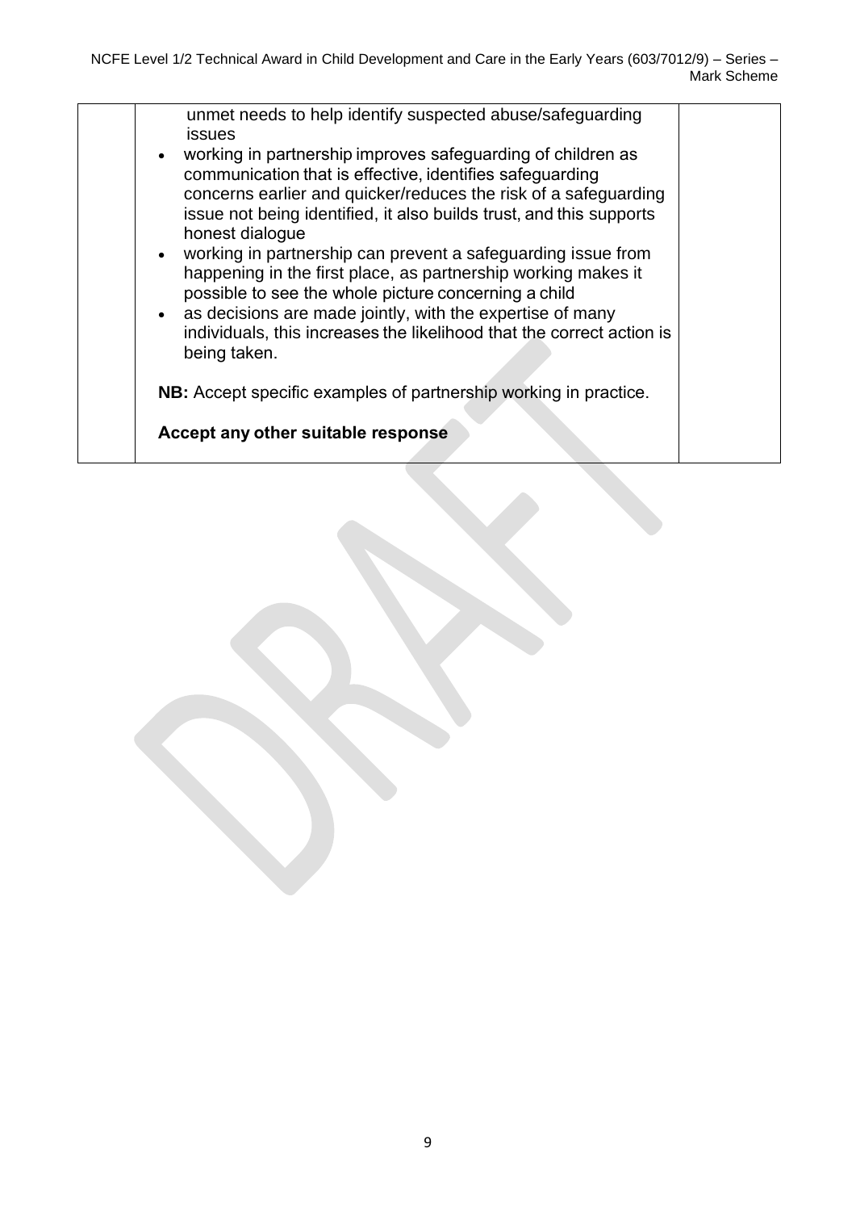| | | |
|---|---|---|
| | unmet needs to help identify suspected abuse/safeguarding issues<br>• working in partnership improves safeguarding of children as communication that is effective, identifies safeguarding concerns earlier and quicker/reduces the risk of a safeguarding issue not being identified, it also builds trust, and this supports honest dialogue<br>• working in partnership can prevent a safeguarding issue from happening in the first place, as partnership working makes it possible to see the whole picture concerning a child<br>• as decisions are made jointly, with the expertise of many individuals, this increases the likelihood that the correct action is being taken.<br><br>**NB:** Accept specific examples of partnership working in practice.<br><br>**Accept any other suitable response** | |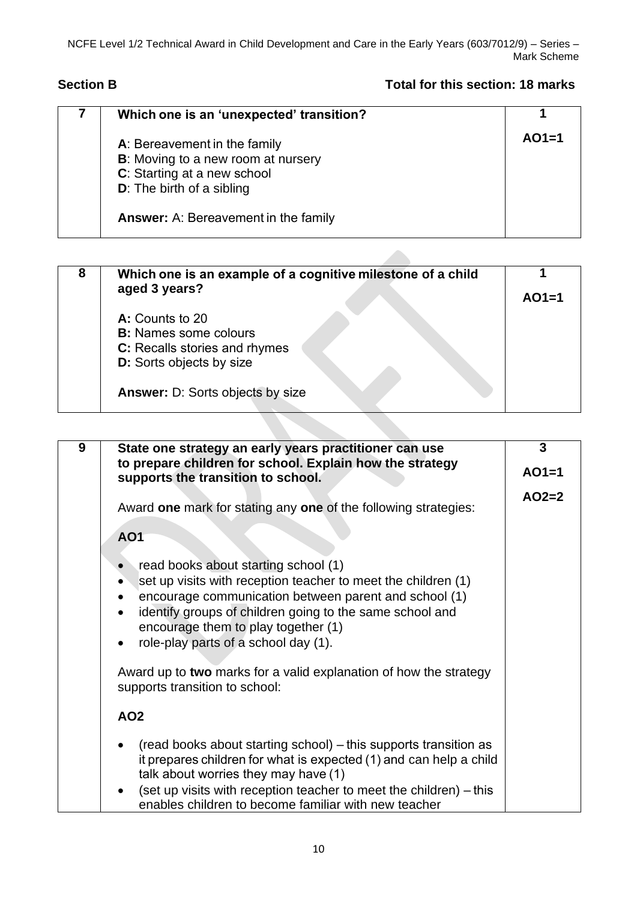## Section B

**Total for this section: 18 marks**

| 7 | **Which one is an 'unexpected' transition?**<br><br>**A**: Bereavement in the family<br>**B**: Moving to a new room at nursery<br>**C**: Starting at a new school<br>**D**: The birth of a sibling<br><br>**Answer:** A: Bereavement in the family | **1**<br><br>**AO1=1** |
|---|---|---|

| 8 | **Which one is an example of a cognitive milestone of a child aged 3 years?**<br><br>**A:** Counts to 20<br>**B:** Names some colours<br>**C:** Recalls stories and rhymes<br>**D:** Sorts objects by size<br><br>**Answer:** D: Sorts objects by size | **1**<br><br>**AO1=1** |
|---|---|---|

| 9 | **State one strategy an early years practitioner can use to prepare children for school. Explain how the strategy supports the transition to school.**<br><br>Award **one** mark for stating any **one** of the following strategies:<br><br>**AO1**<br><br>• read books about starting school (1)<br>• set up visits with reception teacher to meet the children (1)<br>• encourage communication between parent and school (1)<br>• identify groups of children going to the same school and encourage them to play together (1)<br>• role-play parts of a school day (1).<br><br>Award up to **two** marks for a valid explanation of how the strategy supports transition to school:<br><br>**AO2**<br><br>• (read books about starting school) – this supports transition as it prepares children for what is expected (1) and can help a child talk about worries they may have (1)<br>• (set up visits with reception teacher to meet the children) – this enables children to become familiar with new teacher | **3**<br><br>**AO1=1**<br><br>**AO2=2** |
|---|---|---|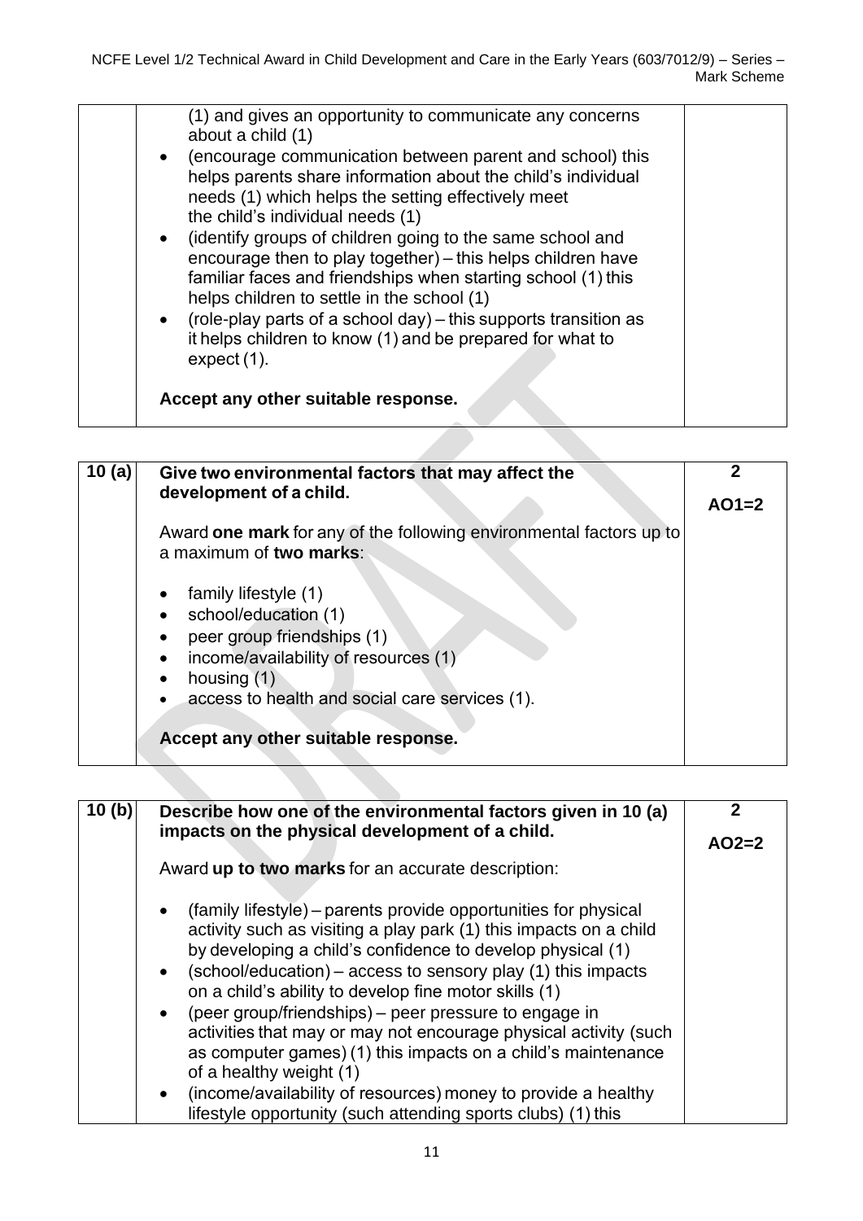| | | |
|---|---|---|
| | (1) and gives an opportunity to communicate any concerns about a child (1)<br>• (encourage communication between parent and school) this helps parents share information about the child's individual needs (1) which helps the setting effectively meet the child's individual needs (1)<br>• (identify groups of children going to the same school and encourage then to play together) – this helps children have familiar faces and friendships when starting school (1) this helps children to settle in the school (1)<br>• (role-play parts of a school day) – this supports transition as it helps children to know (1) and be prepared for what to expect (1).<br><br>**Accept any other suitable response.** | |

| | | |
|---|---|---|
| **10 (a)** | **Give two environmental factors that may affect the development of a child.**<br><br>Award **one mark** for any of the following environmental factors up to a maximum of **two marks**:<br><br>• family lifestyle (1)<br>• school/education (1)<br>• peer group friendships (1)<br>• income/availability of resources (1)<br>• housing (1)<br>• access to health and social care services (1).<br><br>**Accept any other suitable response.** | **2**<br><br>**AO1=2** |

| | | |
|---|---|---|
| **10 (b)** | **Describe how one of the environmental factors given in 10 (a) impacts on the physical development of a child.**<br><br>Award **up to two marks** for an accurate description:<br><br>• (family lifestyle) – parents provide opportunities for physical activity such as visiting a play park (1) this impacts on a child by developing a child's confidence to develop physical (1)<br>• (school/education) – access to sensory play (1) this impacts on a child's ability to develop fine motor skills (1)<br>• (peer group/friendships) – peer pressure to engage in activities that may or may not encourage physical activity (such as computer games) (1) this impacts on a child's maintenance of a healthy weight (1)<br>• (income/availability of resources) money to provide a healthy lifestyle opportunity (such attending sports clubs) (1) this | **2**<br><br>**AO2=2** |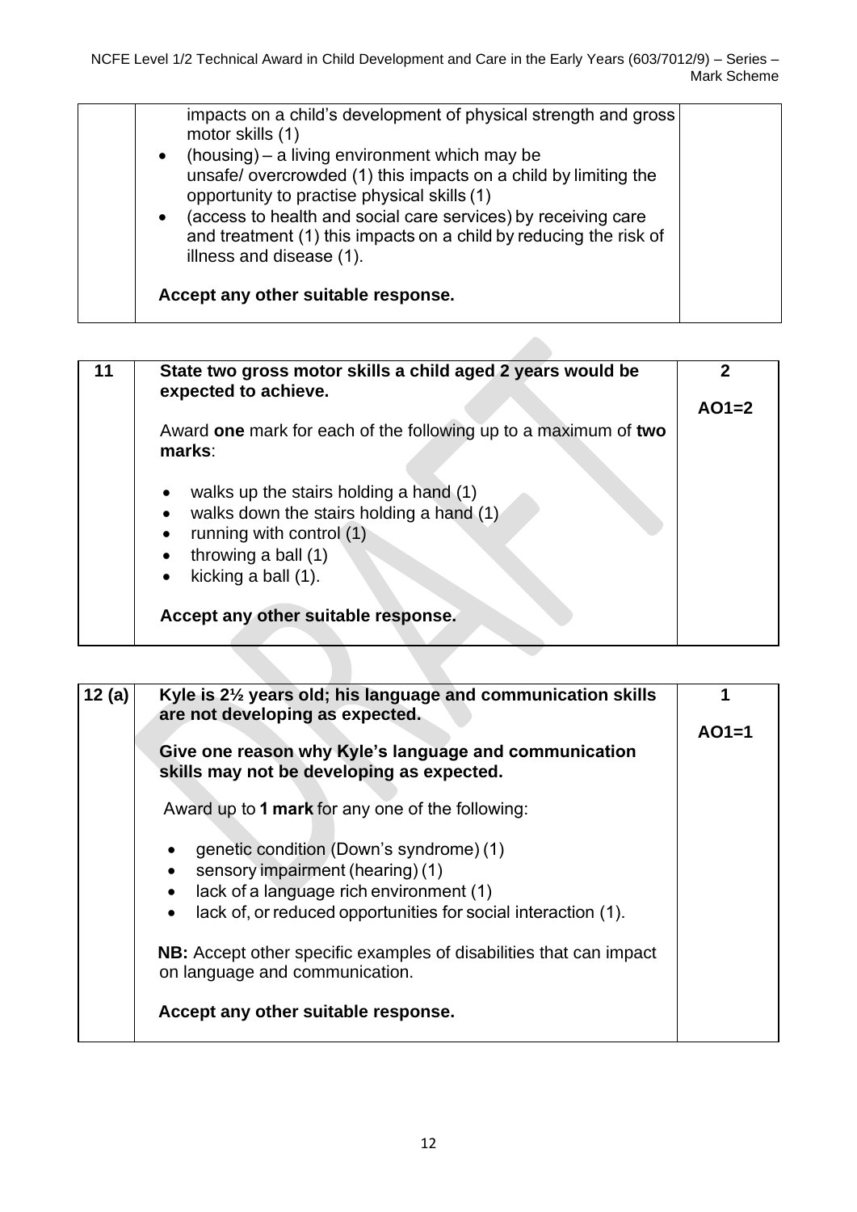|  | impacts on a child's development of physical strength and gross motor skills (1)<br>• (housing) – a living environment which may be unsafe/ overcrowded (1) this impacts on a child by limiting the opportunity to practise physical skills (1)<br>• (access to health and social care services) by receiving care and treatment (1) this impacts on a child by reducing the risk of illness and disease (1).<br><br>**Accept any other suitable response.** |  |
|---|---|---|

| 11 | **State two gross motor skills a child aged 2 years would be expected to achieve.**<br><br>Award **one** mark for each of the following up to a maximum of **two marks**:<br><br>• walks up the stairs holding a hand (1)<br>• walks down the stairs holding a hand (1)<br>• running with control (1)<br>• throwing a ball (1)<br>• kicking a ball (1).<br><br>**Accept any other suitable response.** | **2**<br><br>**AO1=2** |
|---|---|---|

| 12 (a) | **Kyle is 2½ years old; his language and communication skills are not developing as expected.**<br><br>**Give one reason why Kyle's language and communication skills may not be developing as expected.**<br><br>Award up to **1 mark** for any one of the following:<br><br>• genetic condition (Down's syndrome) (1)<br>• sensory impairment (hearing) (1)<br>• lack of a language rich environment (1)<br>• lack of, or reduced opportunities for social interaction (1).<br><br>**NB:** Accept other specific examples of disabilities that can impact on language and communication.<br><br>**Accept any other suitable response.** | **1**<br><br>**AO1=1** |
|---|---|---|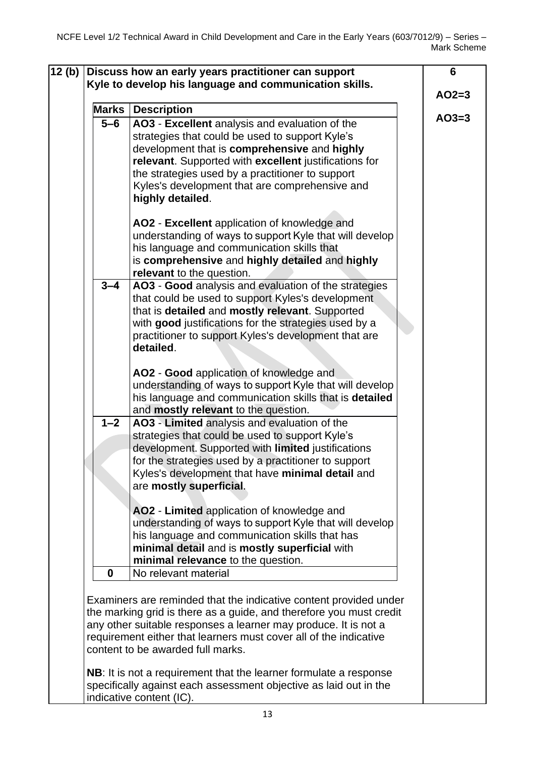**12 (b)** **Discuss how an early years practitioner can support Kyle to develop his language and communication skills.**

**6**

**AO2=3**

**AO3=3**

| Marks | Description |
| --- | --- |
| 5–6 | **AO3** - **Excellent** analysis and evaluation of the strategies that could be used to support Kyle's development that is **comprehensive** and **highly relevant**. Supported with **excellent** justifications for the strategies used by a practitioner to support Kyles's development that are comprehensive and **highly detailed**.<br><br>**AO2** - **Excellent** application of knowledge and understanding of ways to support Kyle that will develop his language and communication skills that is **comprehensive** and **highly detailed** and **highly relevant** to the question. |
| 3–4 | **AO3** - **Good** analysis and evaluation of the strategies that could be used to support Kyles's development that is **detailed** and **mostly relevant**. Supported with **good** justifications for the strategies used by a practitioner to support Kyles's development that are **detailed**.<br><br>**AO2** - **Good** application of knowledge and understanding of ways to support Kyle that will develop his language and communication skills that is **detailed** and **mostly relevant** to the question. |
| 1–2 | **AO3** - **Limited** analysis and evaluation of the strategies that could be used to support Kyle's development. Supported with **limited** justifications for the strategies used by a practitioner to support Kyles's development that have **minimal detail** and are **mostly superficial**.<br><br>**AO2** - **Limited** application of knowledge and understanding of ways to support Kyle that will develop his language and communication skills that has **minimal detail** and is **mostly superficial** with **minimal relevance** to the question. |
| 0 | No relevant material |

Examiners are reminded that the indicative content provided under the marking grid is there as a guide, and therefore you must credit any other suitable responses a learner may produce. It is not a requirement either that learners must cover all of the indicative content to be awarded full marks.

**NB**: It is not a requirement that the learner formulate a response specifically against each assessment objective as laid out in the indicative content (IC).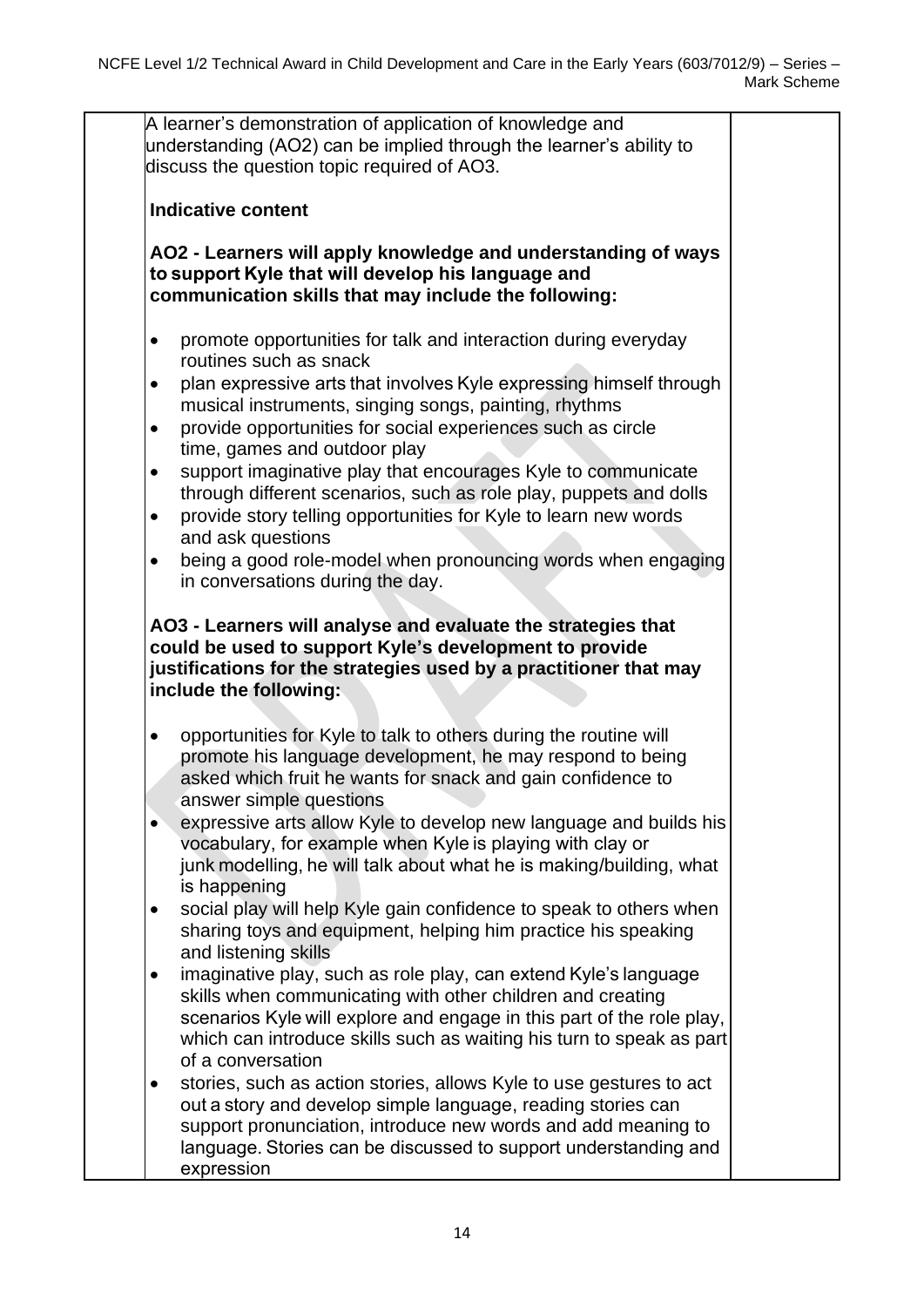A learner's demonstration of application of knowledge and understanding (AO2) can be implied through the learner's ability to discuss the question topic required of AO3.

**Indicative content**

**AO2 - Learners will apply knowledge and understanding of ways to support Kyle that will develop his language and communication skills that may include the following:**

- promote opportunities for talk and interaction during everyday routines such as snack
- plan expressive arts that involves Kyle expressing himself through musical instruments, singing songs, painting, rhythms
- provide opportunities for social experiences such as circle time, games and outdoor play
- support imaginative play that encourages Kyle to communicate through different scenarios, such as role play, puppets and dolls
- provide story telling opportunities for Kyle to learn new words and ask questions
- being a good role-model when pronouncing words when engaging in conversations during the day.

**AO3 - Learners will analyse and evaluate the strategies that could be used to support Kyle's development to provide justifications for the strategies used by a practitioner that may include the following:**

- opportunities for Kyle to talk to others during the routine will promote his language development, he may respond to being asked which fruit he wants for snack and gain confidence to answer simple questions
- expressive arts allow Kyle to develop new language and builds his vocabulary, for example when Kyle is playing with clay or junk modelling, he will talk about what he is making/building, what is happening
- social play will help Kyle gain confidence to speak to others when sharing toys and equipment, helping him practice his speaking and listening skills
- imaginative play, such as role play, can extend Kyle's language skills when communicating with other children and creating scenarios Kyle will explore and engage in this part of the role play, which can introduce skills such as waiting his turn to speak as part of a conversation
- stories, such as action stories, allows Kyle to use gestures to act out a story and develop simple language, reading stories can support pronunciation, introduce new words and add meaning to language. Stories can be discussed to support understanding and expression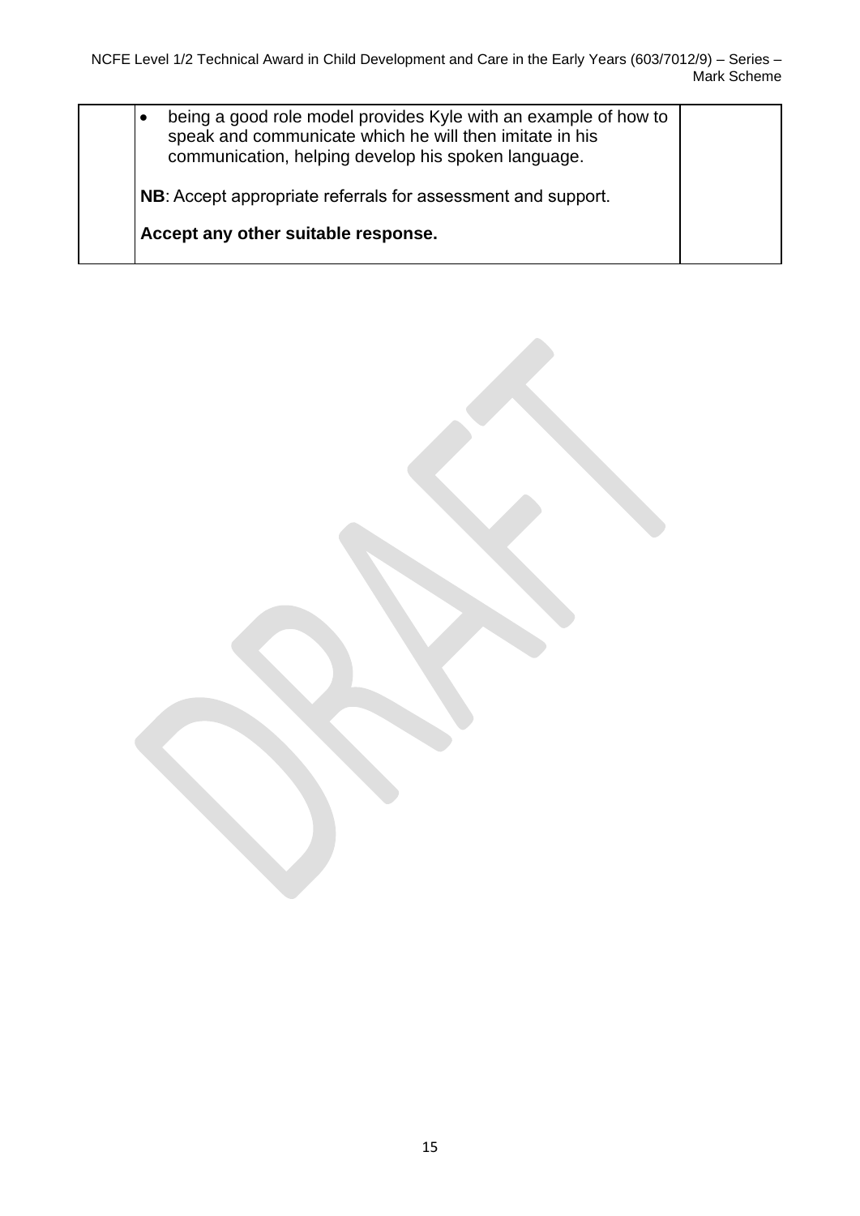| | | |
|---|---|---|
| | • being a good role model provides Kyle with an example of how to speak and communicate which he will then imitate in his communication, helping develop his spoken language.<br><br>**NB**: Accept appropriate referrals for assessment and support.<br><br>**Accept any other suitable response.** | |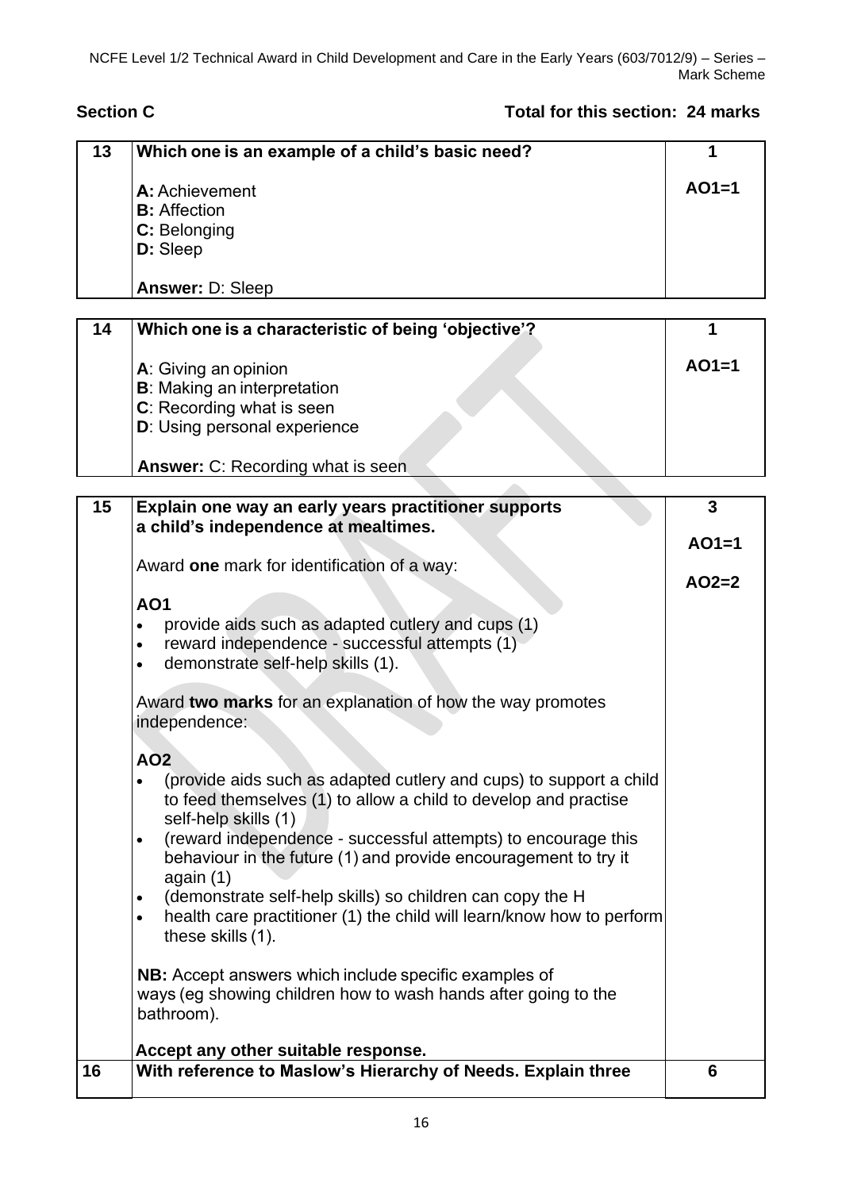## Section C

**Total for this section: 24 marks**

| | | |
|---|---|---|
| **13** | **Which one is an example of a child's basic need?**<br><br>**A:** Achievement<br>**B:** Affection<br>**C:** Belonging<br>**D:** Sleep<br><br>**Answer:** D: Sleep | **1**<br><br>**AO1=1** |
| **14** | **Which one is a characteristic of being 'objective'?**<br><br>**A**: Giving an opinion<br>**B**: Making an interpretation<br>**C**: Recording what is seen<br>**D**: Using personal experience<br><br>**Answer:** C: Recording what is seen | **1**<br><br>**AO1=1** |
| **15** | **Explain one way an early years practitioner supports a child's independence at mealtimes.**<br><br>Award **one** mark for identification of a way:<br><br>**AO1**<br>• provide aids such as adapted cutlery and cups (1)<br>• reward independence - successful attempts (1)<br>• demonstrate self-help skills (1).<br><br>Award **two marks** for an explanation of how the way promotes independence:<br><br>**AO2**<br>• (provide aids such as adapted cutlery and cups) to support a child to feed themselves (1) to allow a child to develop and practise self-help skills (1)<br>• (reward independence - successful attempts) to encourage this behaviour in the future (1) and provide encouragement to try it again (1)<br>• (demonstrate self-help skills) so children can copy the H<br>• health care practitioner (1) the child will learn/know how to perform these skills (1).<br><br>**NB:** Accept answers which include specific examples of ways (eg showing children how to wash hands after going to the bathroom).<br><br>**Accept any other suitable response.** | **3**<br><br>**AO1=1**<br><br>**AO2=2** |
| **16** | **With reference to Maslow's Hierarchy of Needs. Explain three** | **6** |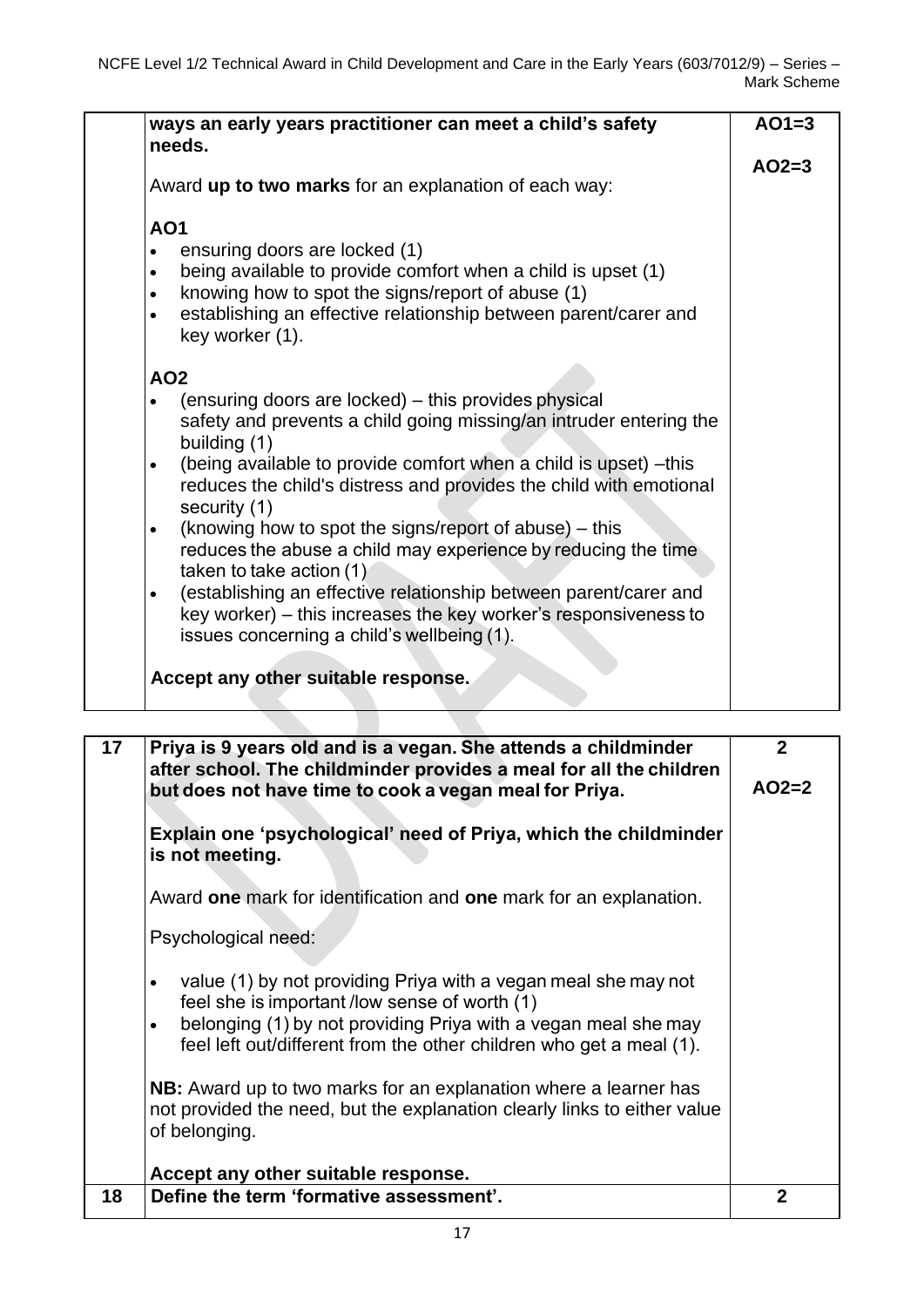| | | |
|---|---|---|
| | **ways an early years practitioner can meet a child's safety needs.**<br><br>Award **up to two marks** for an explanation of each way:<br><br>**AO1**<br>• ensuring doors are locked (1)<br>• being available to provide comfort when a child is upset (1)<br>• knowing how to spot the signs/report of abuse (1)<br>• establishing an effective relationship between parent/carer and key worker (1).<br><br>**AO2**<br>• (ensuring doors are locked) – this provides physical safety and prevents a child going missing/an intruder entering the building (1)<br>• (being available to provide comfort when a child is upset) –this reduces the child's distress and provides the child with emotional security (1)<br>• (knowing how to spot the signs/report of abuse) – this reduces the abuse a child may experience by reducing the time taken to take action (1)<br>• (establishing an effective relationship between parent/carer and key worker) – this increases the key worker's responsiveness to issues concerning a child's wellbeing (1).<br><br>**Accept any other suitable response.** | **AO1=3**<br><br>**AO2=3** |

| | | |
|---|---|---|
| **17** | **Priya is 9 years old and is a vegan. She attends a childminder after school. The childminder provides a meal for all the children but does not have time to cook a vegan meal for Priya.**<br><br>**Explain one 'psychological' need of Priya, which the childminder is not meeting.**<br><br>Award **one** mark for identification and **one** mark for an explanation.<br><br>Psychological need:<br><br>• value (1) by not providing Priya with a vegan meal she may not feel she is important /low sense of worth (1)<br>• belonging (1) by not providing Priya with a vegan meal she may feel left out/different from the other children who get a meal (1).<br><br>**NB:** Award up to two marks for an explanation where a learner has not provided the need, but the explanation clearly links to either value of belonging.<br><br>**Accept any other suitable response.** | **2**<br><br>**AO2=2** |
| **18** | **Define the term 'formative assessment'.** | **2** |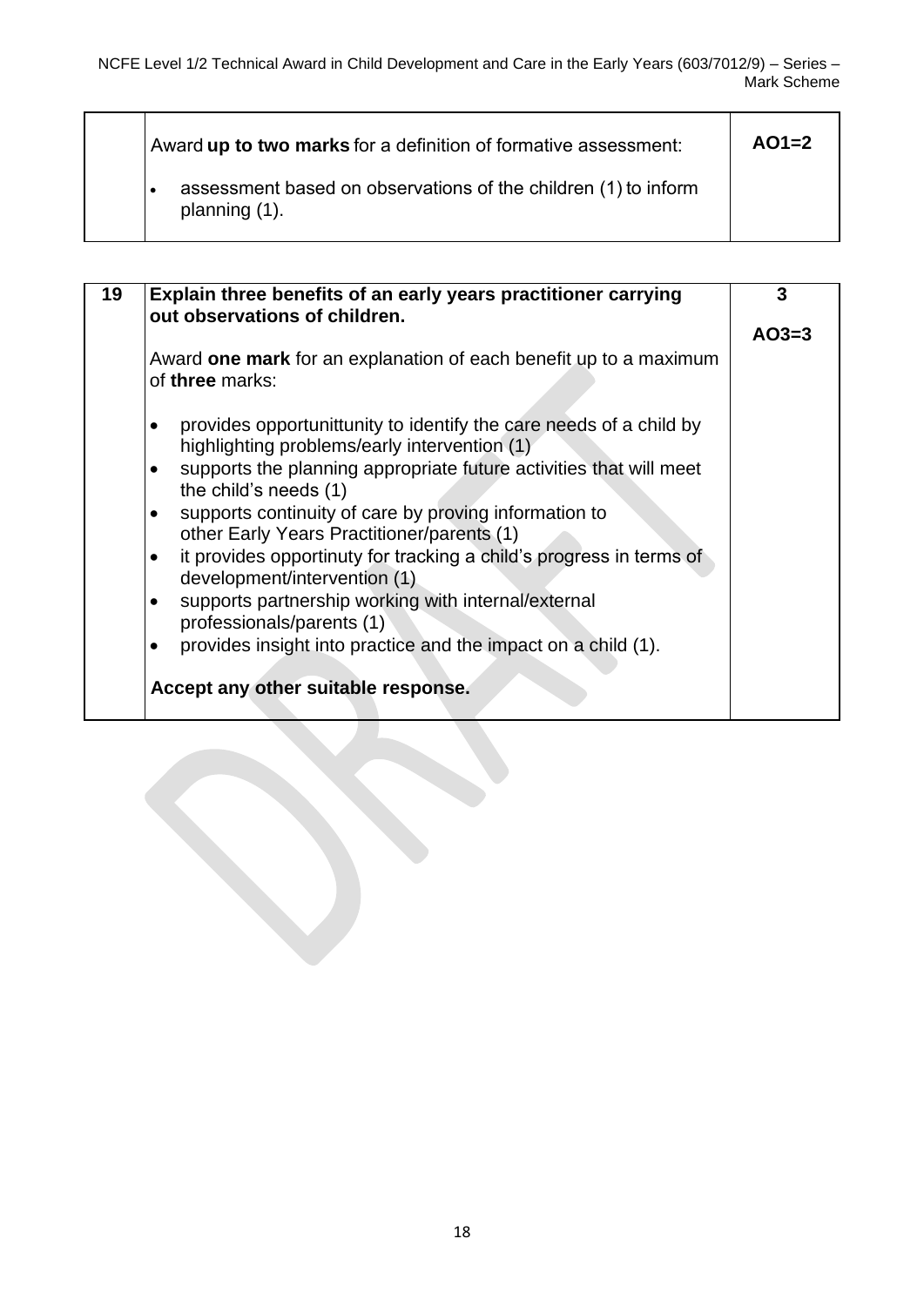| | | |
|---|---|---|
| | Award **up to two marks** for a definition of formative assessment:<br><br>• assessment based on observations of the children (1) to inform planning (1). | **AO1=2** |

| | | |
|---|---|---|
| **19** | **Explain three benefits of an early years practitioner carrying out observations of children.**<br><br>Award **one mark** for an explanation of each benefit up to a maximum of **three** marks:<br><br>• provides opportunittunity to identify the care needs of a child by highlighting problems/early intervention (1)<br>• supports the planning appropriate future activities that will meet the child's needs (1)<br>• supports continuity of care by proving information to other Early Years Practitioner/parents (1)<br>• it provides opportinuty for tracking a child's progress in terms of development/intervention (1)<br>• supports partnership working with internal/external professionals/parents (1)<br>• provides insight into practice and the impact on a child (1).<br><br>**Accept any other suitable response.** | **3**<br><br>**AO3=3** |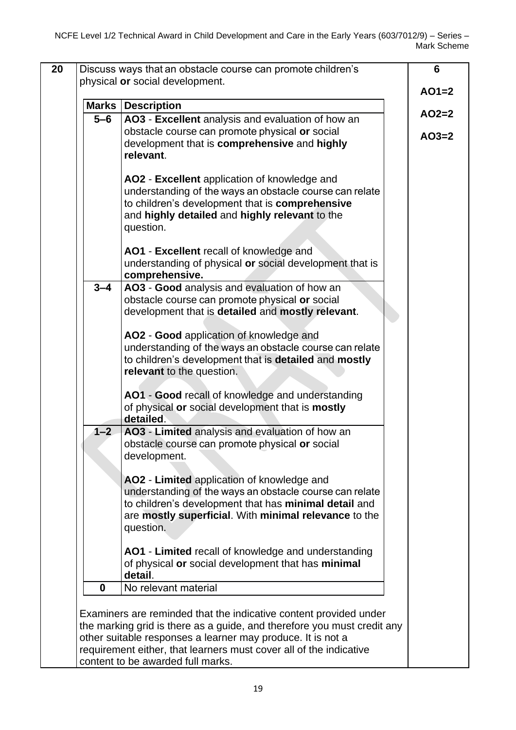| 20 | Discuss ways that an obstacle course can promote children's physical **or** social development. | 6<br><br>AO1=2<br><br>AO2=2<br><br>AO3=2 |
|---|---|---|

| Marks | Description |
|---|---|
| 5–6 | AO3 - **Excellent** analysis and evaluation of how an obstacle course can promote physical **or** social development that is **comprehensive** and **highly relevant**.<br><br>**AO2** - **Excellent** application of knowledge and understanding of the ways an obstacle course can relate to children's development that is **comprehensive** and **highly detailed** and **highly relevant** to the question.<br><br>**AO1** - **Excellent** recall of knowledge and understanding of physical **or** social development that is **comprehensive.** |
| 3–4 | **AO3** - **Good** analysis and evaluation of how an obstacle course can promote physical **or** social development that is **detailed** and **mostly relevant**.<br><br>**AO2** - **Good** application of knowledge and understanding of the ways an obstacle course can relate to children's development that is **detailed** and **mostly relevant** to the question.<br><br>**AO1** - **Good** recall of knowledge and understanding of physical **or** social development that is **mostly detailed**. |
| 1–2 | **AO3** - **Limited** analysis and evaluation of how an obstacle course can promote physical **or** social development.<br><br>**AO2** - **Limited** application of knowledge and understanding of the ways an obstacle course can relate to children's development that has **minimal detail** and are **mostly superficial**. With **minimal relevance** to the question.<br><br>**AO1** - **Limited** recall of knowledge and understanding of physical **or** social development that has **minimal detail**. |
| 0 | No relevant material |

Examiners are reminded that the indicative content provided under the marking grid is there as a guide, and therefore you must credit any other suitable responses a learner may produce. It is not a requirement either, that learners must cover all of the indicative content to be awarded full marks.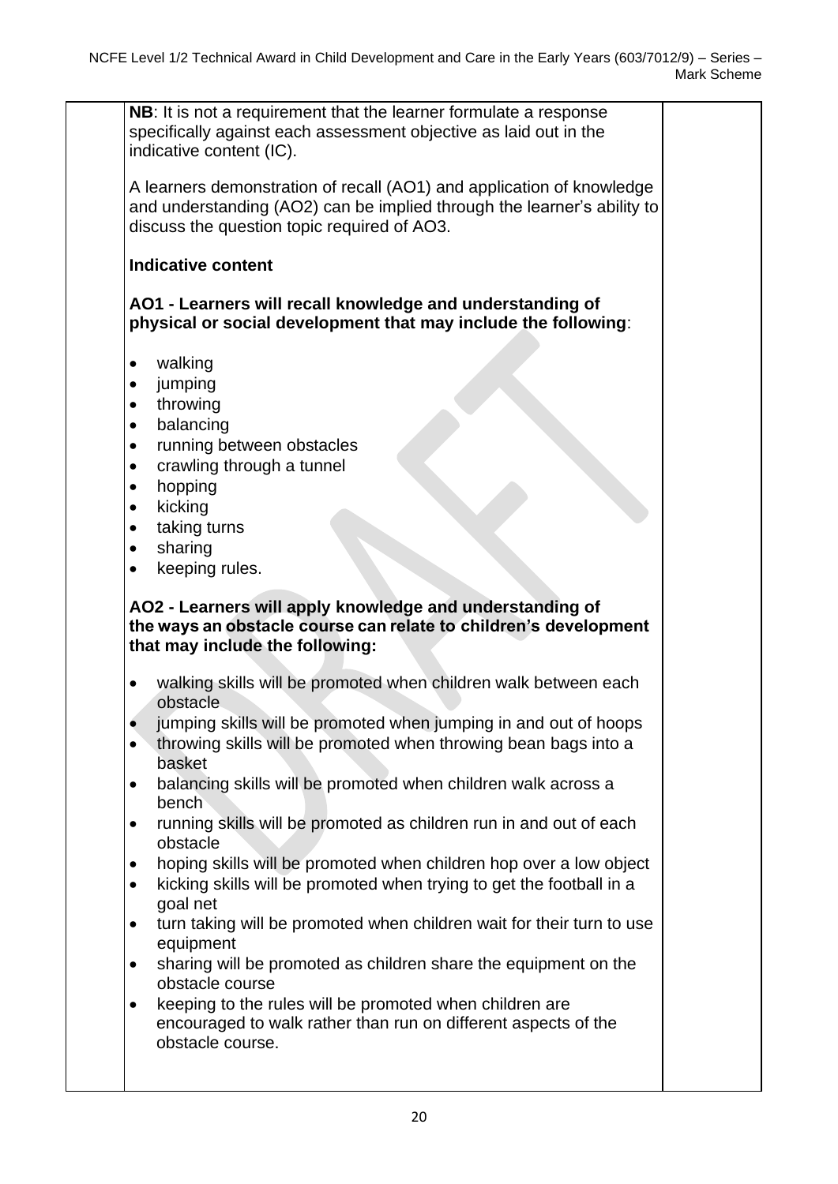**NB**: It is not a requirement that the learner formulate a response specifically against each assessment objective as laid out in the indicative content (IC).

A learners demonstration of recall (AO1) and application of knowledge and understanding (AO2) can be implied through the learner's ability to discuss the question topic required of AO3.

**Indicative content**

**AO1 - Learners will recall knowledge and understanding of physical or social development that may include the following**:

- walking
- jumping
- throwing
- balancing
- running between obstacles
- crawling through a tunnel
- hopping
- kicking
- taking turns
- sharing
- keeping rules.

**AO2 - Learners will apply knowledge and understanding of the ways an obstacle course can relate to children's development that may include the following:**

- walking skills will be promoted when children walk between each obstacle
- jumping skills will be promoted when jumping in and out of hoops
- throwing skills will be promoted when throwing bean bags into a basket
- balancing skills will be promoted when children walk across a bench
- running skills will be promoted as children run in and out of each obstacle
- hoping skills will be promoted when children hop over a low object
- kicking skills will be promoted when trying to get the football in a goal net
- turn taking will be promoted when children wait for their turn to use equipment
- sharing will be promoted as children share the equipment on the obstacle course
- keeping to the rules will be promoted when children are encouraged to walk rather than run on different aspects of the obstacle course.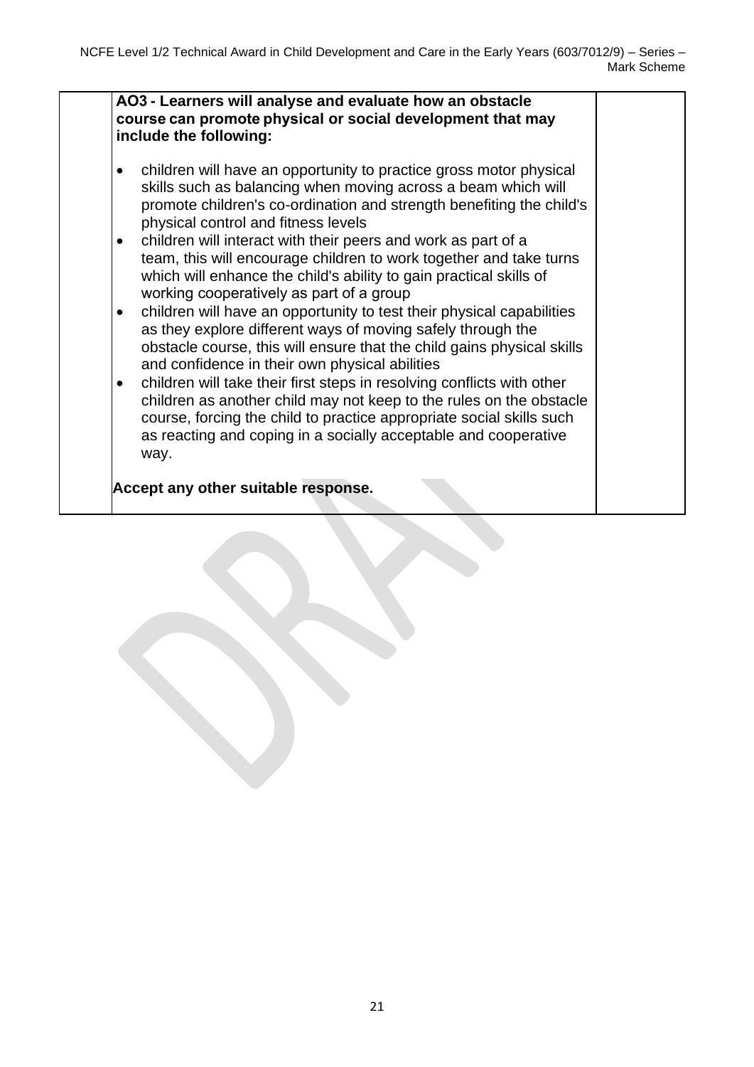| | AO3 - Learners will analyse and evaluate how an obstacle course can promote physical or social development that may include the following:<br><br>• children will have an opportunity to practice gross motor physical skills such as balancing when moving across a beam which will promote children's co-ordination and strength benefiting the child's physical control and fitness levels<br>• children will interact with their peers and work as part of a team, this will encourage children to work together and take turns which will enhance the child's ability to gain practical skills of working cooperatively as part of a group<br>• children will have an opportunity to test their physical capabilities as they explore different ways of moving safely through the obstacle course, this will ensure that the child gains physical skills and confidence in their own physical abilities<br>• children will take their first steps in resolving conflicts with other children as another child may not keep to the rules on the obstacle course, forcing the child to practice appropriate social skills such as reacting and coping in a socially acceptable and cooperative way.<br><br>**Accept any other suitable response.** | |
|---|---|---|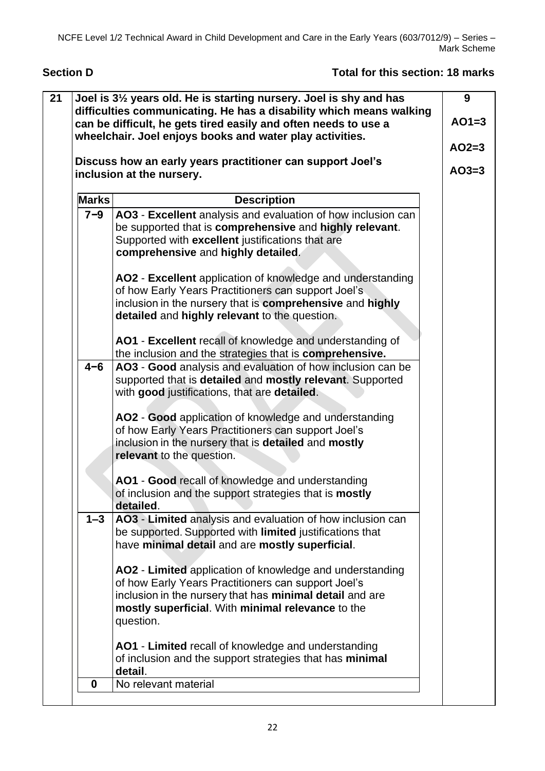## Section D

**Total for this section: 18 marks**

| 21 | **Joel is 3½ years old. He is starting nursery. Joel is shy and has difficulties communicating. He has a disability which means walking can be difficult, he gets tired easily and often needs to use a wheelchair. Joel enjoys books and water play activities.**<br><br>**Discuss how an early years practitioner can support Joel's inclusion at the nursery.** | **9**<br><br>**AO1=3**<br><br>**AO2=3**<br><br>**AO3=3** |
|---|---|---|

| Marks | Description |
|---|---|
| **7−9** | **AO3** - **Excellent** analysis and evaluation of how inclusion can be supported that is **comprehensive** and **highly relevant**. Supported with **excellent** justifications that are **comprehensive** and **highly detailed**.<br><br>**AO2** - **Excellent** application of knowledge and understanding of how Early Years Practitioners can support Joel's inclusion in the nursery that is **comprehensive** and **highly detailed** and **highly relevant** to the question.<br><br>**AO1** - **Excellent** recall of knowledge and understanding of the inclusion and the strategies that is **comprehensive.** |
| **4−6** | **AO3** - **Good** analysis and evaluation of how inclusion can be supported that is **detailed** and **mostly relevant**. Supported with **good** justifications, that are **detailed**.<br><br>**AO2** - **Good** application of knowledge and understanding of how Early Years Practitioners can support Joel's inclusion in the nursery that is **detailed** and **mostly relevant** to the question.<br><br>**AO1** - **Good** recall of knowledge and understanding of inclusion and the support strategies that is **mostly detailed**. |
| **1–3** | **AO3** - **Limited** analysis and evaluation of how inclusion can be supported. Supported with **limited** justifications that have **minimal detail** and are **mostly superficial**.<br><br>**AO2** - **Limited** application of knowledge and understanding of how Early Years Practitioners can support Joel's inclusion in the nursery that has **minimal detail** and are **mostly superficial**. With **minimal relevance** to the question.<br><br>**AO1** - **Limited** recall of knowledge and understanding of inclusion and the support strategies that has **minimal detail**. |
| **0** | No relevant material |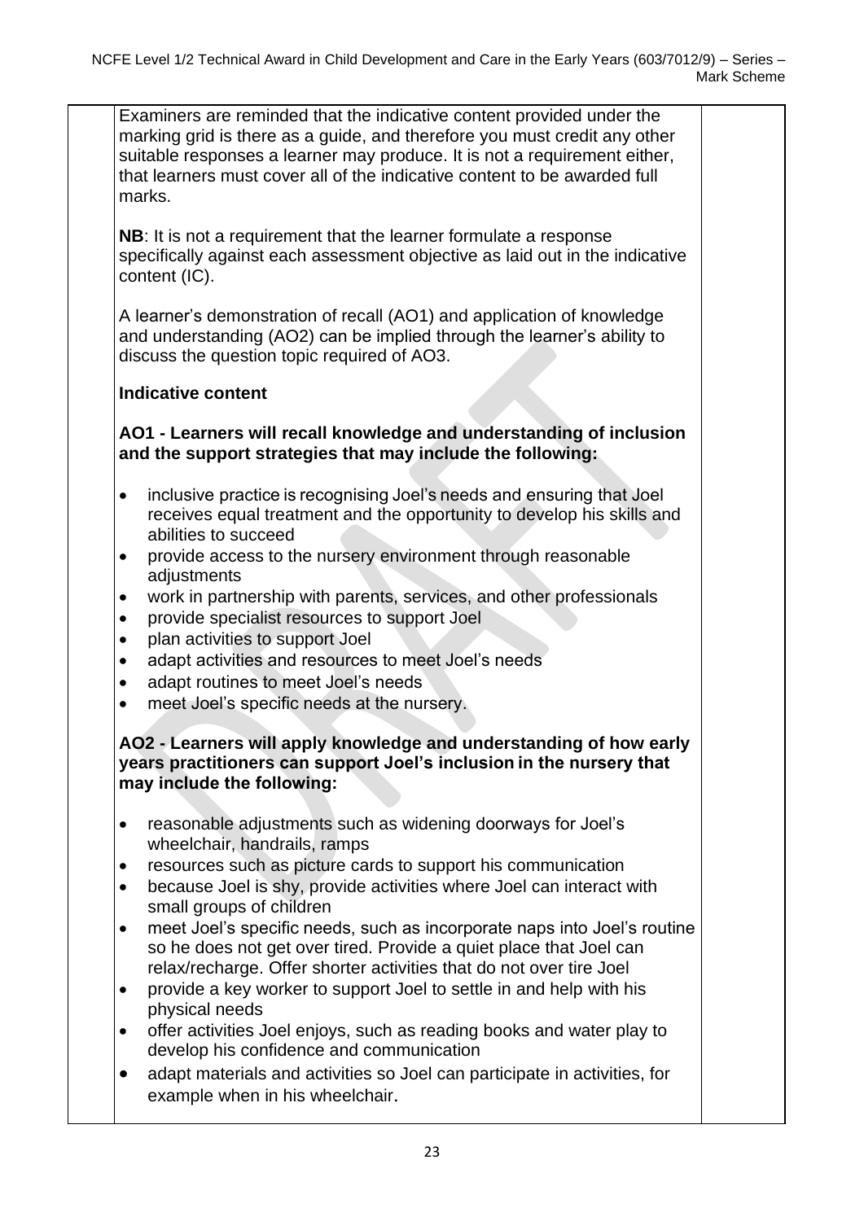Examiners are reminded that the indicative content provided under the marking grid is there as a guide, and therefore you must credit any other suitable responses a learner may produce. It is not a requirement either, that learners must cover all of the indicative content to be awarded full marks.

**NB**: It is not a requirement that the learner formulate a response specifically against each assessment objective as laid out in the indicative content (IC).

A learner's demonstration of recall (AO1) and application of knowledge and understanding (AO2) can be implied through the learner's ability to discuss the question topic required of AO3.

**Indicative content**

**AO1 - Learners will recall knowledge and understanding of inclusion and the support strategies that may include the following:**

- inclusive practice is recognising Joel's needs and ensuring that Joel receives equal treatment and the opportunity to develop his skills and abilities to succeed
- provide access to the nursery environment through reasonable adjustments
- work in partnership with parents, services, and other professionals
- provide specialist resources to support Joel
- plan activities to support Joel
- adapt activities and resources to meet Joel's needs
- adapt routines to meet Joel's needs
- meet Joel's specific needs at the nursery.

**AO2 - Learners will apply knowledge and understanding of how early years practitioners can support Joel's inclusion in the nursery that may include the following:**

- reasonable adjustments such as widening doorways for Joel's wheelchair, handrails, ramps
- resources such as picture cards to support his communication
- because Joel is shy, provide activities where Joel can interact with small groups of children
- meet Joel's specific needs, such as incorporate naps into Joel's routine so he does not get over tired. Provide a quiet place that Joel can relax/recharge. Offer shorter activities that do not over tire Joel
- provide a key worker to support Joel to settle in and help with his physical needs
- offer activities Joel enjoys, such as reading books and water play to develop his confidence and communication
- adapt materials and activities so Joel can participate in activities, for example when in his wheelchair.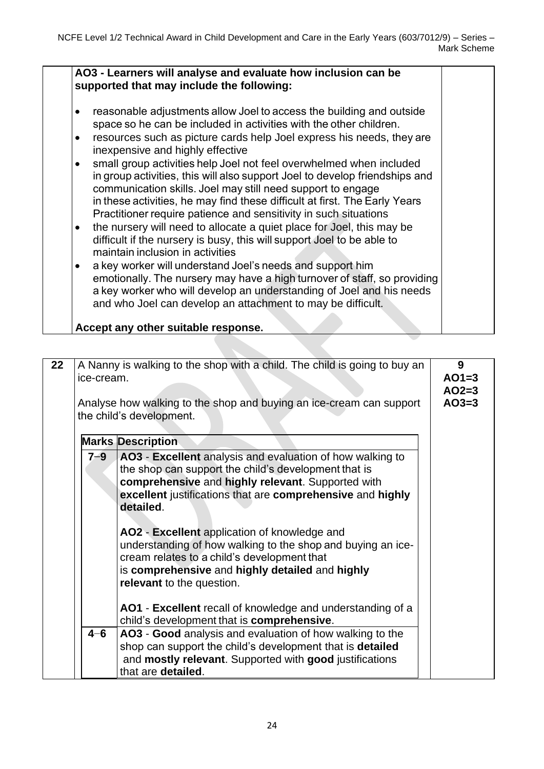**AO3 - Learners will analyse and evaluate how inclusion can be supported that may include the following:**

- reasonable adjustments allow Joel to access the building and outside space so he can be included in activities with the other children.
- resources such as picture cards help Joel express his needs, they are inexpensive and highly effective
- small group activities help Joel not feel overwhelmed when included in group activities, this will also support Joel to develop friendships and communication skills. Joel may still need support to engage in these activities, he may find these difficult at first. The Early Years Practitioner require patience and sensitivity in such situations
- the nursery will need to allocate a quiet place for Joel, this may be difficult if the nursery is busy, this will support Joel to be able to maintain inclusion in activities
- a key worker will understand Joel's needs and support him emotionally. The nursery may have a high turnover of staff, so providing a key worker who will develop an understanding of Joel and his needs and who Joel can develop an attachment to may be difficult.

**Accept any other suitable response.**

**22** A Nanny is walking to the shop with a child. The child is going to buy an ice-cream.

Analyse how walking to the shop and buying an ice-cream can support the child's development.

**9**
**AO1=3**
**AO2=3**
**AO3=3**

| Marks | Description |
|---|---|
| 7–9 | **AO3** - **Excellent** analysis and evaluation of how walking to the shop can support the child's development that is **comprehensive** and **highly relevant**. Supported with **excellent** justifications that are **comprehensive** and **highly detailed**.<br><br>**AO2** - **Excellent** application of knowledge and understanding of how walking to the shop and buying an ice-cream relates to a child's development that is **comprehensive** and **highly detailed** and **highly relevant** to the question.<br><br>**AO1** - **Excellent** recall of knowledge and understanding of a child's development that is **comprehensive**. |
| 4–6 | **AO3** - **Good** analysis and evaluation of how walking to the shop can support the child's development that is **detailed** and **mostly relevant**. Supported with **good** justifications that are **detailed**. |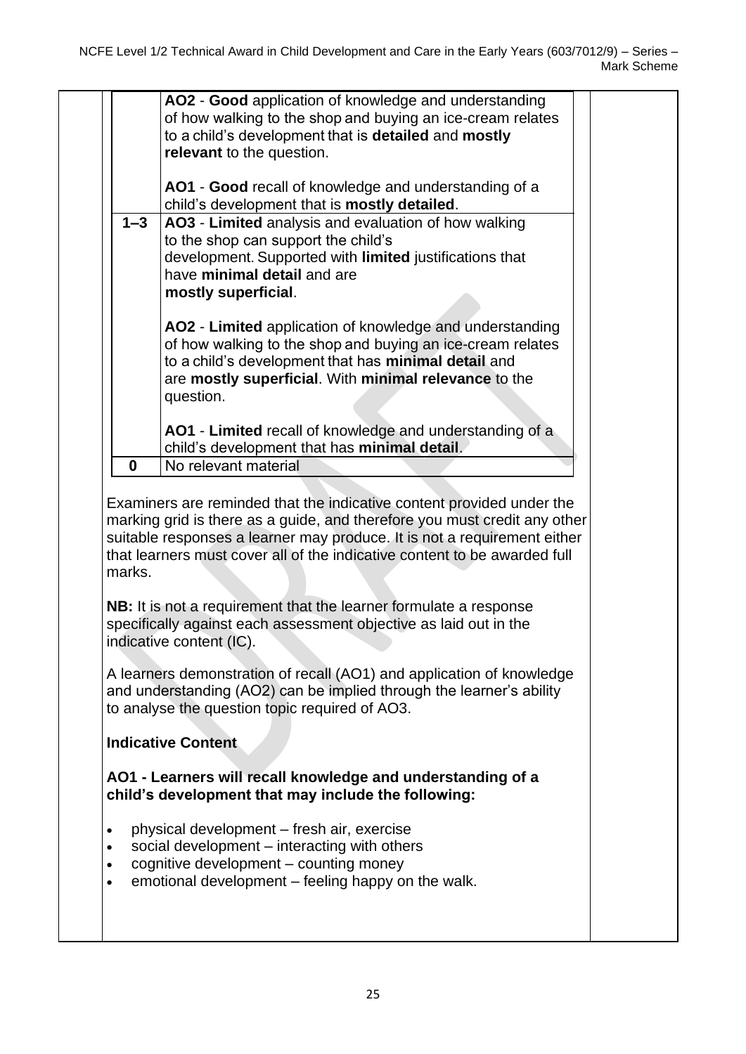| Marks | Description |
|---|---|
| | **AO2** - **Good** application of knowledge and understanding of how walking to the shop and buying an ice-cream relates to a child's development that is **detailed** and **mostly relevant** to the question.<br><br>**AO1** - **Good** recall of knowledge and understanding of a child's development that is **mostly detailed**. |
| **1–3** | **AO3** - **Limited** analysis and evaluation of how walking to the shop can support the child's development. Supported with **limited** justifications that have **minimal detail** and are **mostly superficial**.<br><br>**AO2** - **Limited** application of knowledge and understanding of how walking to the shop and buying an ice-cream relates to a child's development that has **minimal detail** and are **mostly superficial**. With **minimal relevance** to the question.<br><br>**AO1** - **Limited** recall of knowledge and understanding of a child's development that has **minimal detail**. |
| **0** | No relevant material |

Examiners are reminded that the indicative content provided under the marking grid is there as a guide, and therefore you must credit any other suitable responses a learner may produce. It is not a requirement either that learners must cover all of the indicative content to be awarded full marks.

**NB:** It is not a requirement that the learner formulate a response specifically against each assessment objective as laid out in the indicative content (IC).

A learners demonstration of recall (AO1) and application of knowledge and understanding (AO2) can be implied through the learner's ability to analyse the question topic required of AO3.

**Indicative Content**

**AO1 - Learners will recall knowledge and understanding of a child's development that may include the following:**

- physical development – fresh air, exercise
- social development – interacting with others
- cognitive development – counting money
- emotional development – feeling happy on the walk.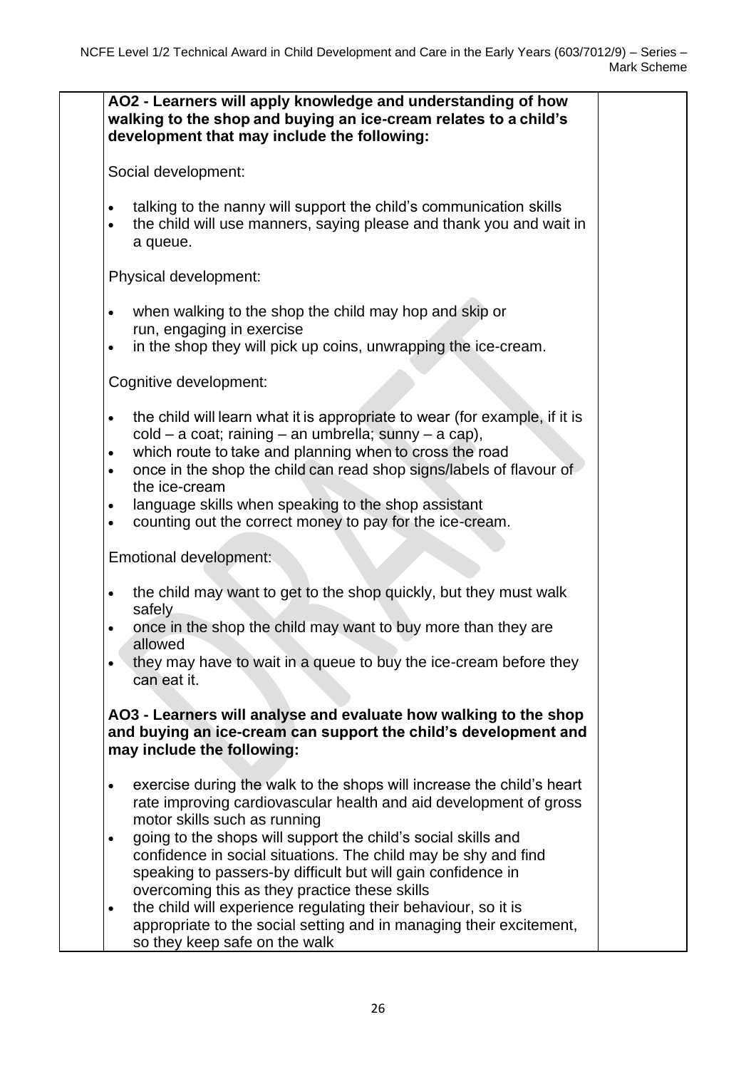**AO2 - Learners will apply knowledge and understanding of how walking to the shop and buying an ice-cream relates to a child's development that may include the following:**

Social development:

- talking to the nanny will support the child's communication skills
- the child will use manners, saying please and thank you and wait in a queue.

Physical development:

- when walking to the shop the child may hop and skip or run, engaging in exercise
- in the shop they will pick up coins, unwrapping the ice-cream.

Cognitive development:

- the child will learn what it is appropriate to wear (for example, if it is cold – a coat; raining – an umbrella; sunny – a cap),
- which route to take and planning when to cross the road
- once in the shop the child can read shop signs/labels of flavour of the ice-cream
- language skills when speaking to the shop assistant
- counting out the correct money to pay for the ice-cream.

Emotional development:

- the child may want to get to the shop quickly, but they must walk safely
- once in the shop the child may want to buy more than they are allowed
- they may have to wait in a queue to buy the ice-cream before they can eat it.

**AO3 - Learners will analyse and evaluate how walking to the shop and buying an ice-cream can support the child's development and may include the following:**

- exercise during the walk to the shops will increase the child's heart rate improving cardiovascular health and aid development of gross motor skills such as running
- going to the shops will support the child's social skills and confidence in social situations. The child may be shy and find speaking to passers-by difficult but will gain confidence in overcoming this as they practice these skills
- the child will experience regulating their behaviour, so it is appropriate to the social setting and in managing their excitement, so they keep safe on the walk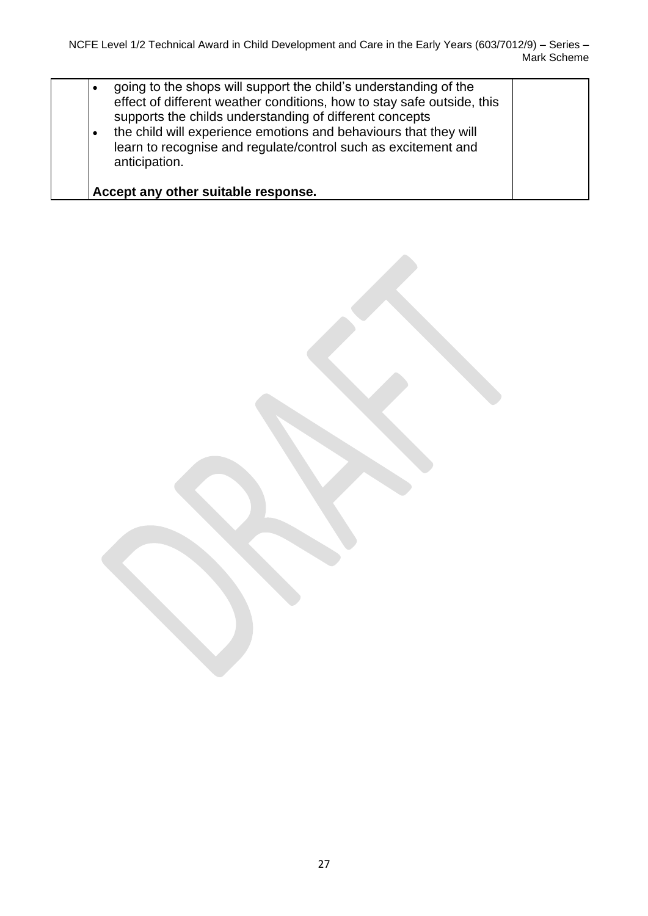| | | |
|---|---|---|
| | • going to the shops will support the child's understanding of the effect of different weather conditions, how to stay safe outside, this supports the childs understanding of different concepts<br>• the child will experience emotions and behaviours that they will learn to recognise and regulate/control such as excitement and anticipation.<br><br>**Accept any other suitable response.** | |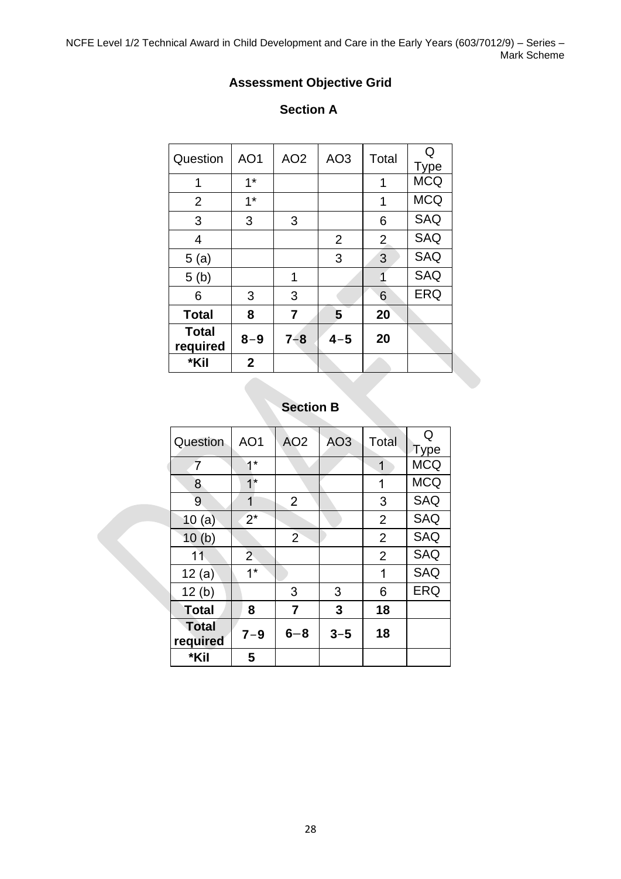## Assessment Objective Grid

### Section A

| Question | AO1 | AO2 | AO3 | Total | Q Type |
|---|---|---|---|---|---|
| 1 | 1* | | | 1 | MCQ |
| 2 | 1* | | | 1 | MCQ |
| 3 | 3 | 3 | | 6 | SAQ |
| 4 | | | 2 | 2 | SAQ |
| 5 (a) | | | 3 | 3 | SAQ |
| 5 (b) | | 1 | | 1 | SAQ |
| 6 | 3 | 3 | | 6 | ERQ |
| **Total** | **8** | **7** | **5** | **20** | |
| **Total required** | **8−9** | **7−8** | **4−5** | **20** | |
| ***Kil** | **2** | | | | |

### Section B

| Question | AO1 | AO2 | AO3 | Total | Q Type |
|---|---|---|---|---|---|
| 7 | 1* | | | 1 | MCQ |
| 8 | 1* | | | 1 | MCQ |
| 9 | 1 | 2 | | 3 | SAQ |
| 10 (a) | 2* | | | 2 | SAQ |
| 10 (b) | | 2 | | 2 | SAQ |
| 11 | 2 | | | 2 | SAQ |
| 12 (a) | 1* | | | 1 | SAQ |
| 12 (b) | | 3 | 3 | 6 | ERQ |
| **Total** | **8** | **7** | **3** | **18** | |
| **Total required** | **7−9** | **6−8** | **3−5** | **18** | |
| ***Kil** | **5** | | | | |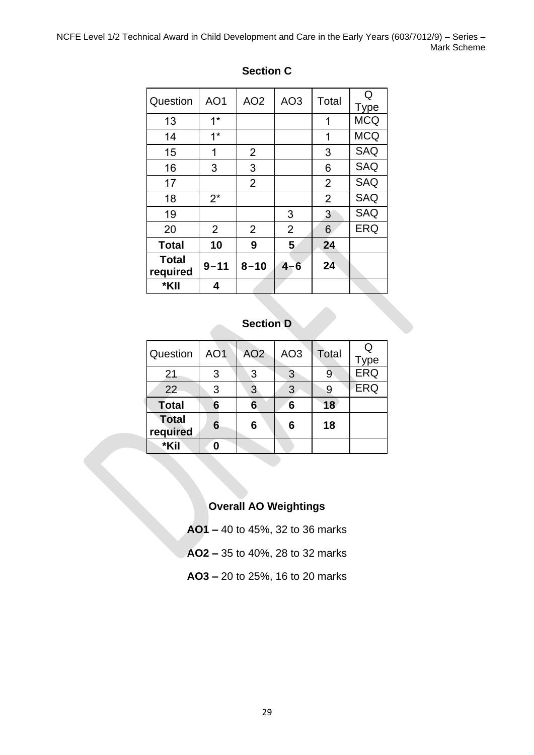## Section C

| Question | AO1 | AO2 | AO3 | Total | Q Type |
|---|---|---|---|---|---|
| 13 | 1* | | | 1 | MCQ |
| 14 | 1* | | | 1 | MCQ |
| 15 | 1 | 2 | | 3 | SAQ |
| 16 | 3 | 3 | | 6 | SAQ |
| 17 | | 2 | | 2 | SAQ |
| 18 | 2* | | | 2 | SAQ |
| 19 | | | 3 | 3 | SAQ |
| 20 | 2 | 2 | 2 | 6 | ERQ |
| **Total** | **10** | **9** | **5** | **24** | |
| **Total required** | **9−11** | **8−10** | **4−6** | **24** | |
| **\*KII** | **4** | | | | |

## Section D

| Question | AO1 | AO2 | AO3 | Total | Q Type |
|---|---|---|---|---|---|
| 21 | 3 | 3 | 3 | 9 | ERQ |
| 22 | 3 | 3 | 3 | 9 | ERQ |
| **Total** | **6** | **6** | **6** | **18** | |
| **Total required** | **6** | **6** | **6** | **18** | |
| **\*Kil** | **0** | | | | |

### Overall AO Weightings

**AO1 –** 40 to 45%, 32 to 36 marks

**AO2 –** 35 to 40%, 28 to 32 marks

**AO3 –** 20 to 25%, 16 to 20 marks